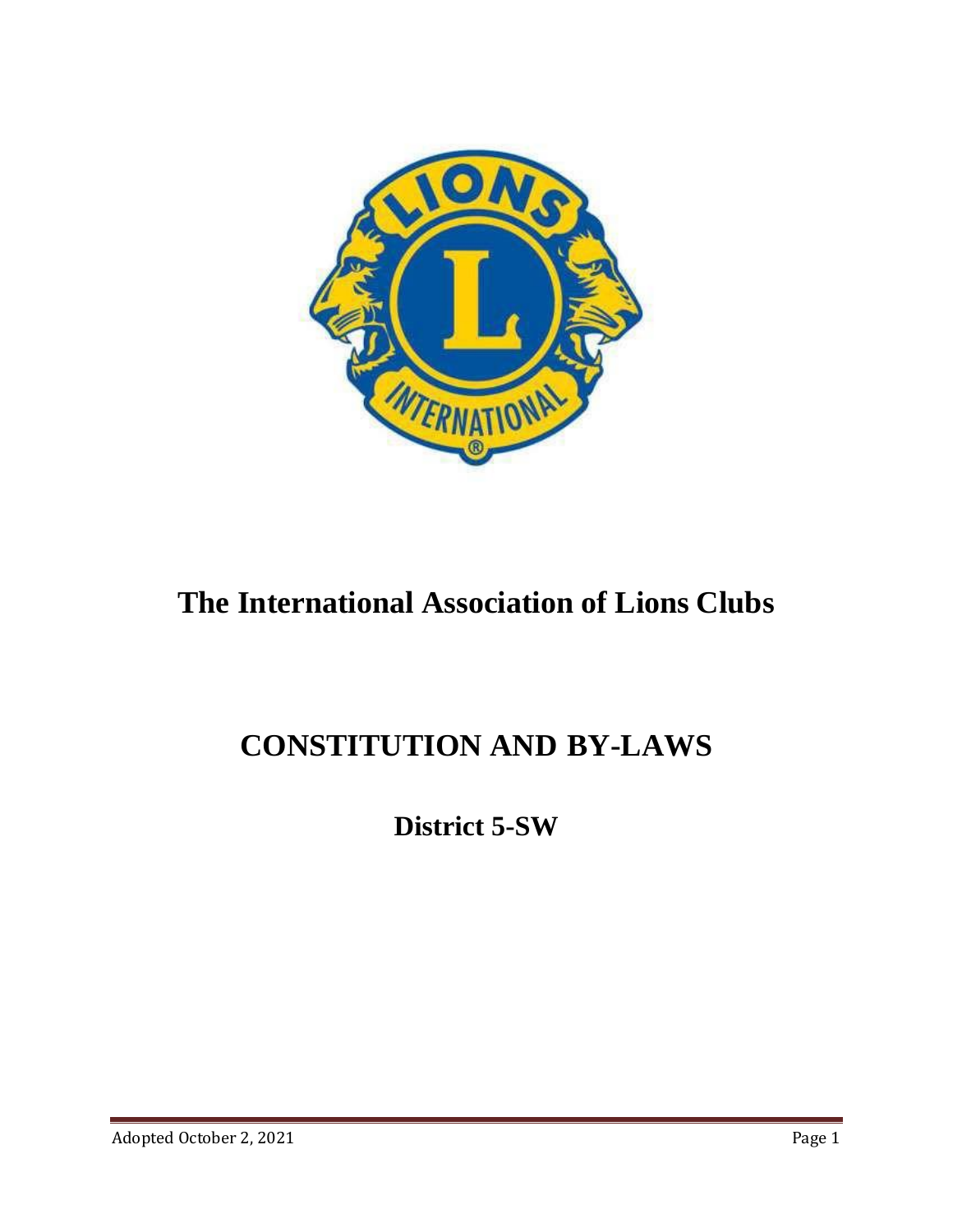# The International Association of Lions Clubs

# CONSTITUTION AND BY-LAWS

## District 5-SW

Adopted October 2, 2021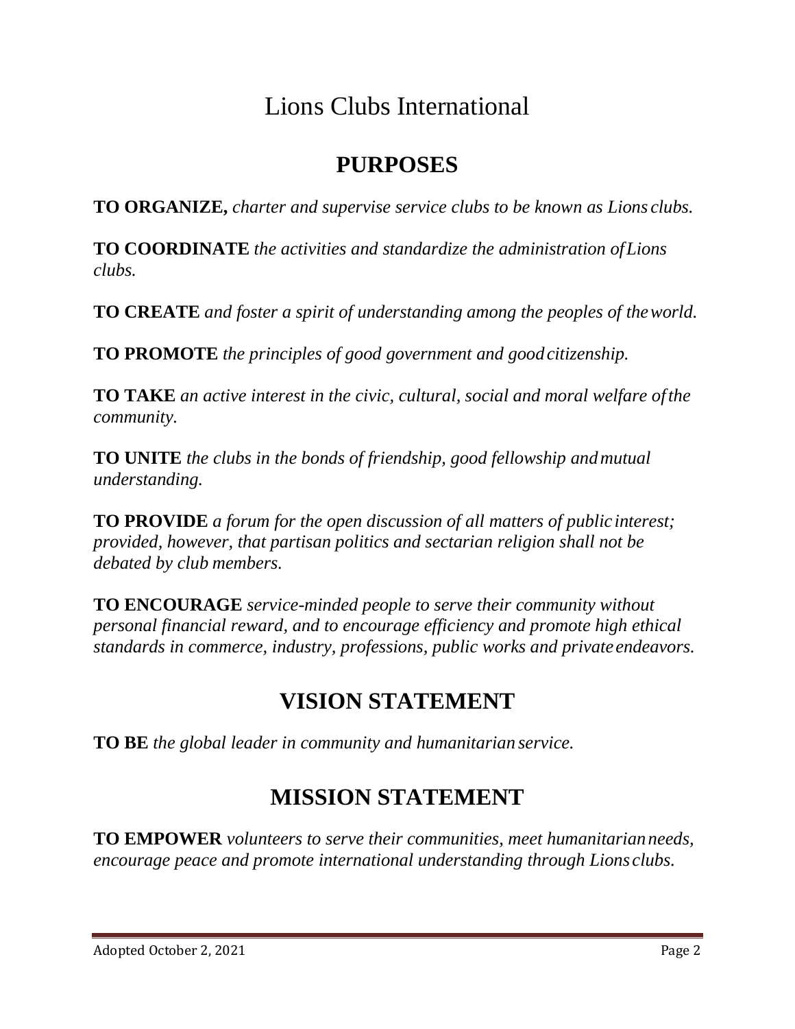# Lions Clubs International

## PURPOSES

**TO ORGANIZE,** *charter and supervise service clubs to be known as Lions clubs.*

**TO COORDINATE** *the activities and standardize the administration of Lions clubs.*

**TO CREATE** *and foster a spirit of understanding among the peoples of the world.*

**TO PROMOTE** *the principles of good government and good citizenship.*

**TO TAKE** *an active interest in the civic, cultural, social and moral welfare of the community.*

**TO UNITE** *the clubs in the bonds of friendship, good fellowship and mutual understanding.*

**TO PROVIDE** *a forum for the open discussion of all matters of public interest; provided, however, that partisan politics and sectarian religion shall not be debated by club members.*

**TO ENCOURAGE** *service-minded people to serve their community without personal financial reward, and to encourage efficiency and promote high ethical standards in commerce, industry, professions, public works and private endeavors.*

## VISION STATEMENT

**TO BE** *the global leader in community and humanitarian service.*

## MISSION STATEMENT

**TO EMPOWER** *volunteers to serve their communities, meet humanitarian needs, encourage peace and promote international understanding through Lions clubs.*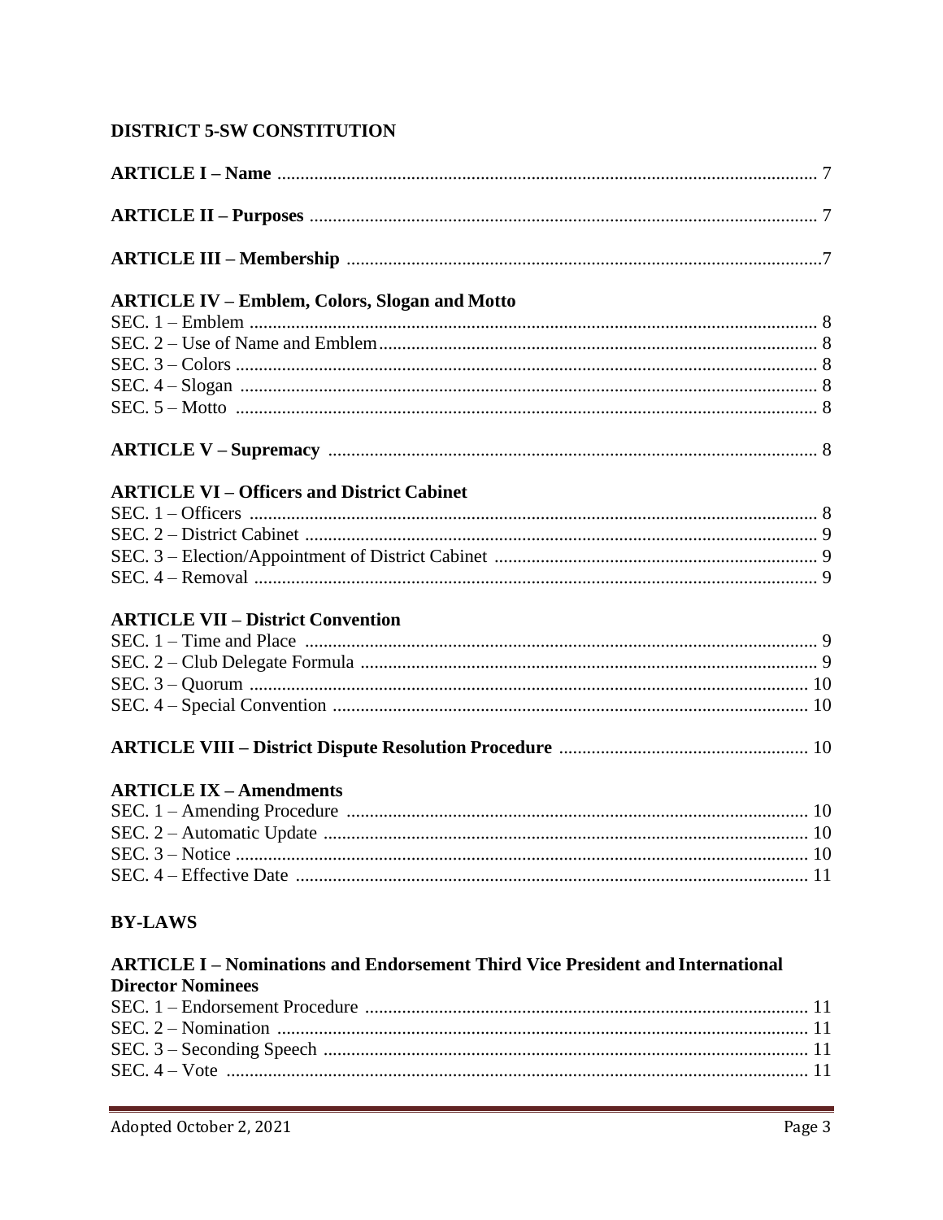## DISTRICT 5-SW CONSTITUTION

**ARTICLE I – Name** .................................................................................................................. 7

**ARTICLE II – Purposes** .......................................................................................................... 7

**ARTICLE III – Membership** ....................................................................................................7

**ARTICLE IV – Emblem, Colors, Slogan and Motto**

SEC. 1 – Emblem ......................................................................................................................... 8
SEC. 2 – Use of Name and Emblem............................................................................................ 8
SEC. 3 – Colors ........................................................................................................................... 8
SEC. 4 – Slogan .......................................................................................................................... 8
SEC. 5 – Motto ........................................................................................................................... 8

**ARTICLE V – Supremacy** ........................................................................................................ 8

**ARTICLE VI – Officers and District Cabinet**

SEC. 1 – Officers ......................................................................................................................... 8
SEC. 2 – District Cabinet ............................................................................................................ 9
SEC. 3 – Election/Appointment of District Cabinet .................................................................... 9
SEC. 4 – Removal ........................................................................................................................ 9

**ARTICLE VII – District Convention**

SEC. 1 – Time and Place ............................................................................................................. 9
SEC. 2 – Club Delegate Formula ................................................................................................. 9
SEC. 3 – Quorum ....................................................................................................................... 10
SEC. 4 – Special Convention ..................................................................................................... 10

**ARTICLE VIII – District Dispute Resolution Procedure** ..................................................... 10

**ARTICLE IX – Amendments**

SEC. 1 – Amending Procedure .................................................................................................. 10
SEC. 2 – Automatic Update ....................................................................................................... 10
SEC. 3 – Notice ......................................................................................................................... 10
SEC. 4 – Effective Date ............................................................................................................. 11

## BY-LAWS

**ARTICLE I – Nominations and Endorsement Third Vice President and International Director Nominees**

SEC. 1 – Endorsement Procedure .............................................................................................. 11
SEC. 2 – Nomination ................................................................................................................. 11
SEC. 3 – Seconding Speech ....................................................................................................... 11
SEC. 4 – Vote ............................................................................................................................ 11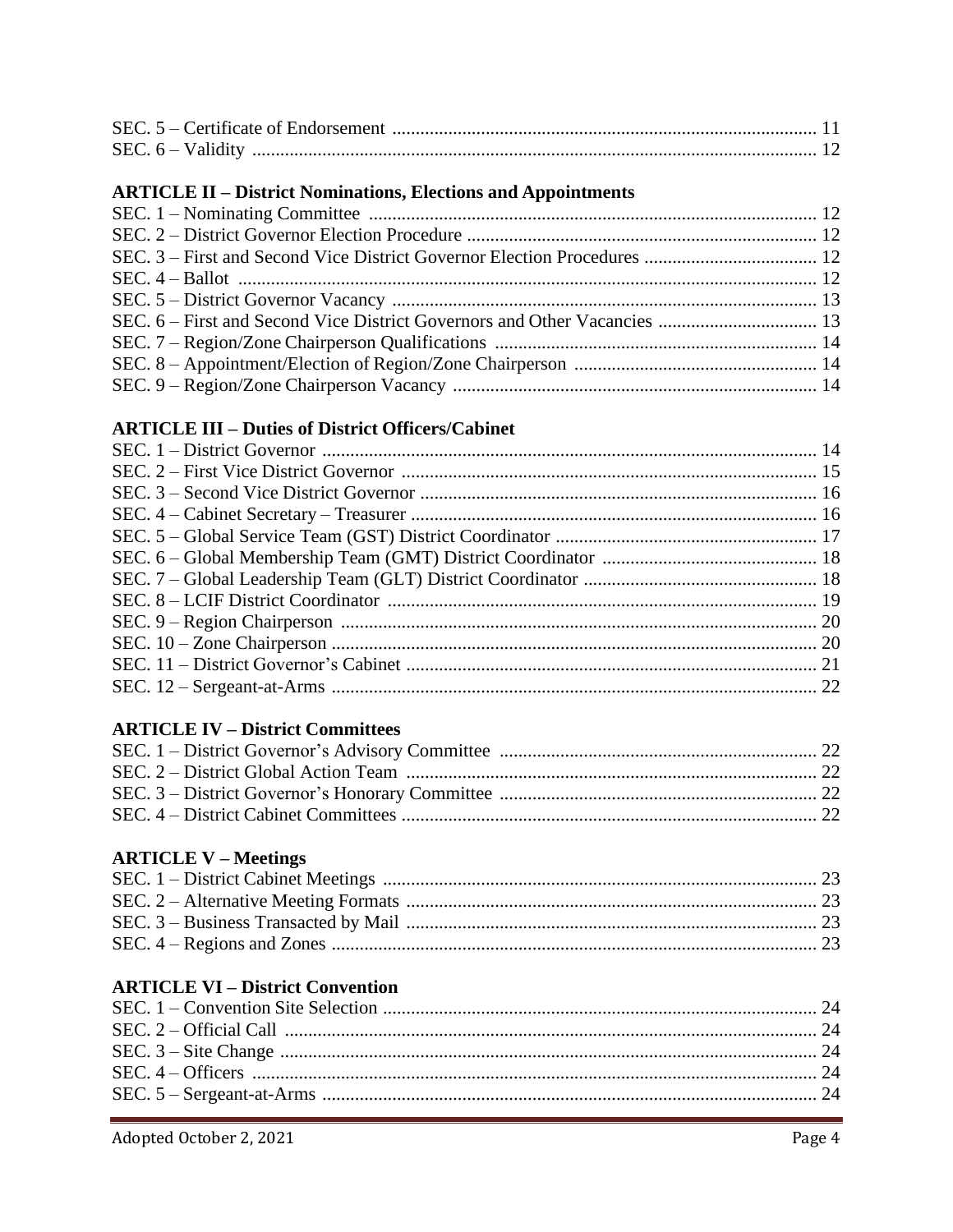SEC. 5 – Certificate of Endorsement ........................................................................................ 11
SEC. 6 – Validity ...................................................................................................................... 12

**ARTICLE II – District Nominations, Elections and Appointments**

SEC. 1 – Nominating Committee ............................................................................................. 12
SEC. 2 – District Governor Election Procedure ........................................................................ 12
SEC. 3 – First and Second Vice District Governor Election Procedures ..................................... 12
SEC. 4 – Ballot ......................................................................................................................... 12
SEC. 5 – District Governor Vacancy .......................................................................................... 13
SEC. 6 – First and Second Vice District Governors and Other Vacancies .................................. 13
SEC. 7 – Region/Zone Chairperson Qualifications .................................................................... 14
SEC. 8 – Appointment/Election of Region/Zone Chairperson .................................................... 14
SEC. 9 – Region/Zone Chairperson Vacancy ............................................................................. 14

**ARTICLE III – Duties of District Officers/Cabinet**

SEC. 1 – District Governor ........................................................................................................ 14
SEC. 2 – First Vice District Governor ........................................................................................ 15
SEC. 3 – Second Vice District Governor .................................................................................... 16
SEC. 4 – Cabinet Secretary – Treasurer ..................................................................................... 16
SEC. 5 – Global Service Team (GST) District Coordinator ........................................................ 17
SEC. 6 – Global Membership Team (GMT) District Coordinator ............................................. 18
SEC. 7 – Global Leadership Team (GLT) District Coordinator .................................................. 18
SEC. 8 – LCIF District Coordinator ........................................................................................... 19
SEC. 9 – Region Chairperson .................................................................................................... 20
SEC. 10 – Zone Chairperson ...................................................................................................... 20
SEC. 11 – District Governor's Cabinet ....................................................................................... 21
SEC. 12 – Sergeant-at-Arms ...................................................................................................... 22

**ARTICLE IV – District Committees**

SEC. 1 – District Governor's Advisory Committee ................................................................... 22
SEC. 2 – District Global Action Team ....................................................................................... 22
SEC. 3 – District Governor's Honorary Committee ................................................................... 22
SEC. 4 – District Cabinet Committees ........................................................................................ 22

**ARTICLE V – Meetings**

SEC. 1 – District Cabinet Meetings ............................................................................................ 23
SEC. 2 – Alternative Meeting Formats ....................................................................................... 23
SEC. 3 – Business Transacted by Mail ....................................................................................... 23
SEC. 4 – Regions and Zones ....................................................................................................... 23

**ARTICLE VI – District Convention**

SEC. 1 – Convention Site Selection ............................................................................................ 24
SEC. 2 – Official Call ................................................................................................................. 24
SEC. 3 – Site Change .................................................................................................................. 24
SEC. 4 – Officers ........................................................................................................................ 24
SEC. 5 – Sergeant-at-Arms ......................................................................................................... 24

Adopted October 2, 2021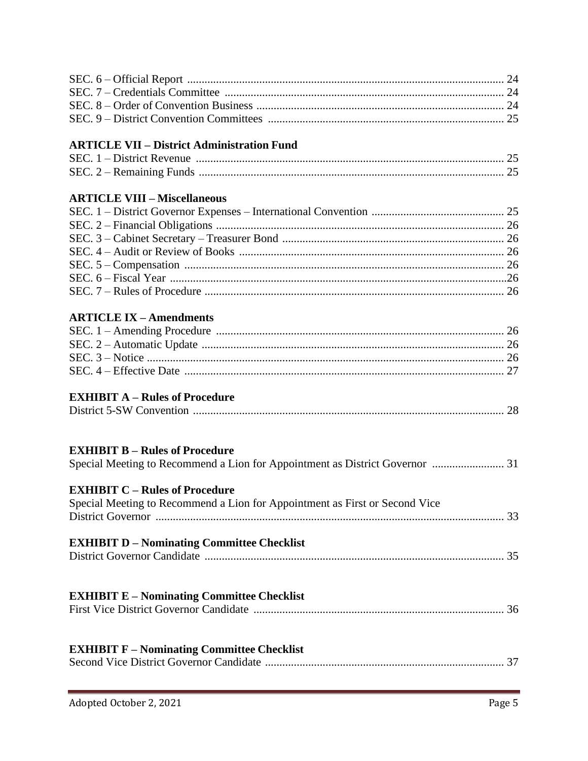SEC. 6 – Official Report ........................................................................................................... 24
SEC. 7 – Credentials Committee ............................................................................................... 24
SEC. 8 – Order of Convention Business .................................................................................... 24
SEC. 9 – District Convention Committees ................................................................................ 25

**ARTICLE VII – District Administration Fund**

SEC. 1 – District Revenue ......................................................................................................... 25
SEC. 2 – Remaining Funds ........................................................................................................ 25

**ARTICLE VIII – Miscellaneous**

SEC. 1 – District Governor Expenses – International Convention ............................................. 25
SEC. 2 – Financial Obligations .................................................................................................. 26
SEC. 3 – Cabinet Secretary – Treasurer Bond ............................................................................ 26
SEC. 4 – Audit or Review of Books .......................................................................................... 26
SEC. 5 – Compensation ............................................................................................................. 26
SEC. 6 – Fiscal Year ..................................................................................................................26
SEC. 7 – Rules of Procedure ...................................................................................................... 26

**ARTICLE IX – Amendments**

SEC. 1 – Amending Procedure .................................................................................................. 26
SEC. 2 – Automatic Update ....................................................................................................... 26
SEC. 3 – Notice .......................................................................................................................... 26
SEC. 4 – Effective Date ............................................................................................................. 27

**EXHIBIT A – Rules of Procedure**

District 5-SW Convention .......................................................................................................... 28

**EXHIBIT B – Rules of Procedure**

Special Meeting to Recommend a Lion for Appointment as District Governor ......................... 31

**EXHIBIT C – Rules of Procedure**

Special Meeting to Recommend a Lion for Appointment as First or Second Vice District Governor ...................................................................................................................... 33

**EXHIBIT D – Nominating Committee Checklist**

District Governor Candidate ...................................................................................................... 35

**EXHIBIT E – Nominating Committee Checklist**

First Vice District Governor Candidate ...................................................................................... 36

**EXHIBIT F – Nominating Committee Checklist**

Second Vice District Governor Candidate .................................................................................. 37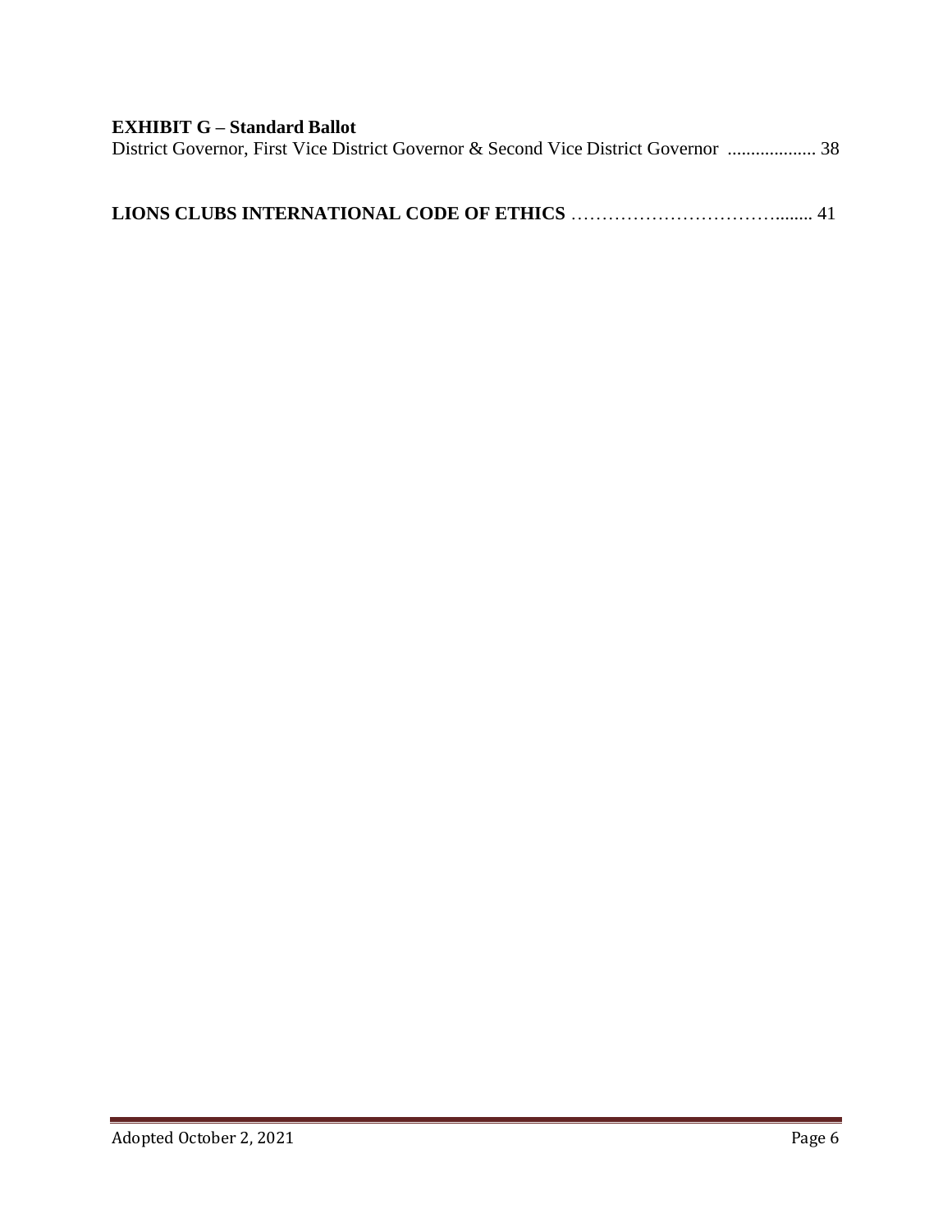**EXHIBIT G – Standard Ballot**
District Governor, First Vice District Governor & Second Vice District Governor .................. 38

**LIONS CLUBS INTERNATIONAL CODE OF ETHICS** …………………………….......41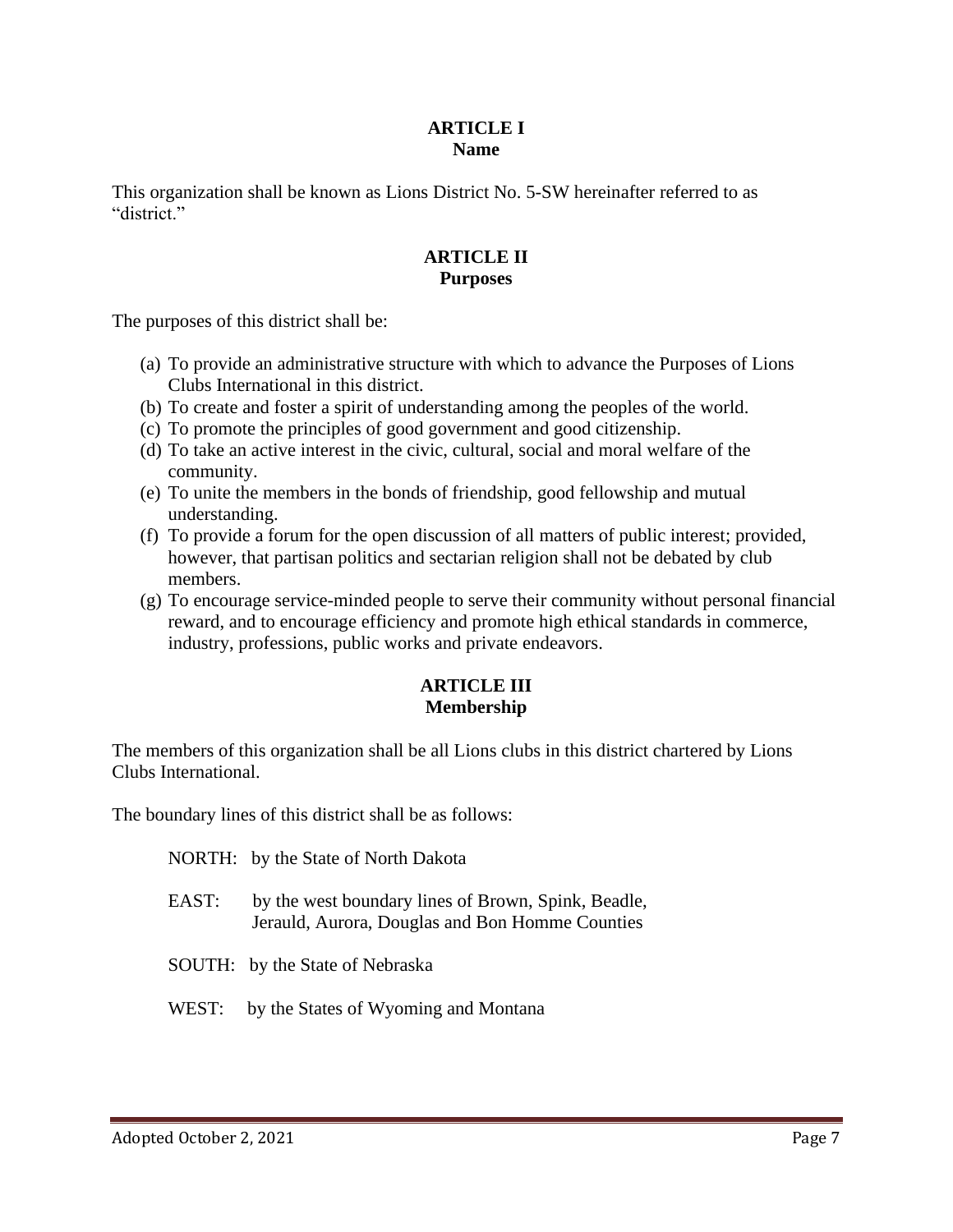## ARTICLE I
## Name

This organization shall be known as Lions District No. 5-SW hereinafter referred to as "district."

## ARTICLE II
## Purposes

The purposes of this district shall be:

(a) To provide an administrative structure with which to advance the Purposes of Lions Clubs International in this district.
(b) To create and foster a spirit of understanding among the peoples of the world.
(c) To promote the principles of good government and good citizenship.
(d) To take an active interest in the civic, cultural, social and moral welfare of the community.
(e) To unite the members in the bonds of friendship, good fellowship and mutual understanding.
(f) To provide a forum for the open discussion of all matters of public interest; provided, however, that partisan politics and sectarian religion shall not be debated by club members.
(g) To encourage service-minded people to serve their community without personal financial reward, and to encourage efficiency and promote high ethical standards in commerce, industry, professions, public works and private endeavors.

## ARTICLE III
## Membership

The members of this organization shall be all Lions clubs in this district chartered by Lions Clubs International.

The boundary lines of this district shall be as follows:

NORTH: by the State of North Dakota

EAST: by the west boundary lines of Brown, Spink, Beadle, Jerauld, Aurora, Douglas and Bon Homme Counties

SOUTH: by the State of Nebraska

WEST: by the States of Wyoming and Montana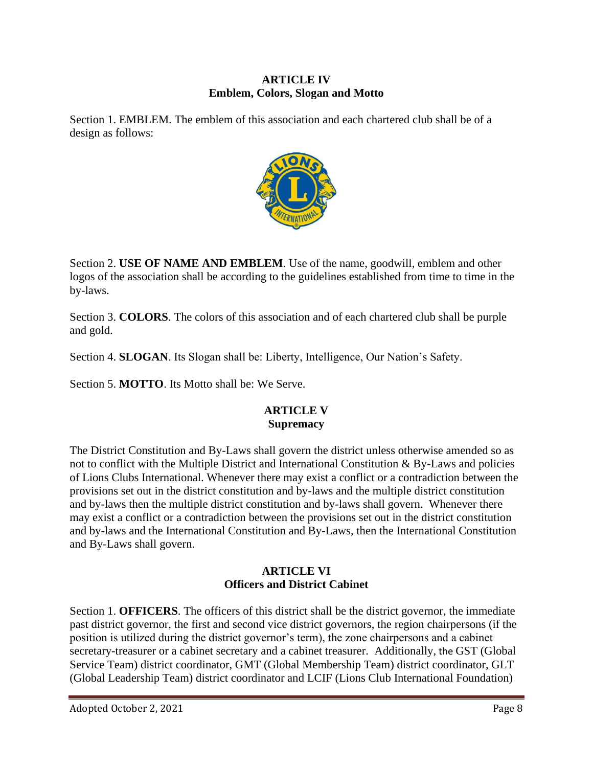## ARTICLE IV
## Emblem, Colors, Slogan and Motto

Section 1. EMBLEM. The emblem of this association and each chartered club shall be of a design as follows:

Section 2. **USE OF NAME AND EMBLEM**. Use of the name, goodwill, emblem and other logos of the association shall be according to the guidelines established from time to time in the by-laws.

Section 3. **COLORS**. The colors of this association and of each chartered club shall be purple and gold.

Section 4. **SLOGAN**. Its Slogan shall be: Liberty, Intelligence, Our Nation's Safety.

Section 5. **MOTTO**. Its Motto shall be: We Serve.

## ARTICLE V
## Supremacy

The District Constitution and By-Laws shall govern the district unless otherwise amended so as not to conflict with the Multiple District and International Constitution & By-Laws and policies of Lions Clubs International. Whenever there may exist a conflict or a contradiction between the provisions set out in the district constitution and by-laws and the multiple district constitution and by-laws then the multiple district constitution and by-laws shall govern. Whenever there may exist a conflict or a contradiction between the provisions set out in the district constitution and by-laws and the International Constitution and By-Laws, then the International Constitution and By-Laws shall govern.

## ARTICLE VI
## Officers and District Cabinet

Section 1. **OFFICERS**. The officers of this district shall be the district governor, the immediate past district governor, the first and second vice district governors, the region chairpersons (if the position is utilized during the district governor's term), the zone chairpersons and a cabinet secretary-treasurer or a cabinet secretary and a cabinet treasurer. Additionally, the GST (Global Service Team) district coordinator, GMT (Global Membership Team) district coordinator, GLT (Global Leadership Team) district coordinator and LCIF (Lions Club International Foundation)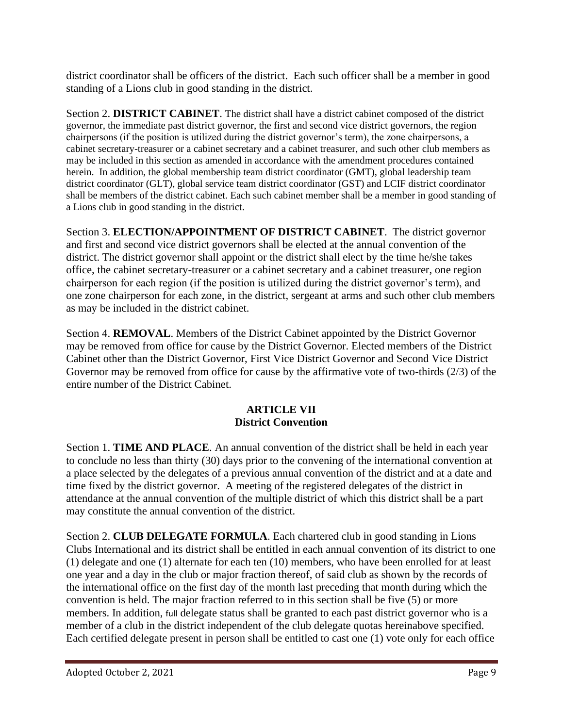district coordinator shall be officers of the district. Each such officer shall be a member in good standing of a Lions club in good standing in the district.

Section 2. **DISTRICT CABINET**. The district shall have a district cabinet composed of the district governor, the immediate past district governor, the first and second vice district governors, the region chairpersons (if the position is utilized during the district governor's term), the zone chairpersons, a cabinet secretary-treasurer or a cabinet secretary and a cabinet treasurer, and such other club members as may be included in this section as amended in accordance with the amendment procedures contained herein. In addition, the global membership team district coordinator (GMT), global leadership team district coordinator (GLT), global service team district coordinator (GST) and LCIF district coordinator shall be members of the district cabinet. Each such cabinet member shall be a member in good standing of a Lions club in good standing in the district.

Section 3. **ELECTION/APPOINTMENT OF DISTRICT CABINET**. The district governor and first and second vice district governors shall be elected at the annual convention of the district. The district governor shall appoint or the district shall elect by the time he/she takes office, the cabinet secretary-treasurer or a cabinet secretary and a cabinet treasurer, one region chairperson for each region (if the position is utilized during the district governor's term), and one zone chairperson for each zone, in the district, sergeant at arms and such other club members as may be included in the district cabinet.

Section 4. **REMOVAL**. Members of the District Cabinet appointed by the District Governor may be removed from office for cause by the District Governor. Elected members of the District Cabinet other than the District Governor, First Vice District Governor and Second Vice District Governor may be removed from office for cause by the affirmative vote of two-thirds (2/3) of the entire number of the District Cabinet.

## ARTICLE VII
## District Convention

Section 1. **TIME AND PLACE**. An annual convention of the district shall be held in each year to conclude no less than thirty (30) days prior to the convening of the international convention at a place selected by the delegates of a previous annual convention of the district and at a date and time fixed by the district governor. A meeting of the registered delegates of the district in attendance at the annual convention of the multiple district of which this district shall be a part may constitute the annual convention of the district.

Section 2. **CLUB DELEGATE FORMULA**. Each chartered club in good standing in Lions Clubs International and its district shall be entitled in each annual convention of its district to one (1) delegate and one (1) alternate for each ten (10) members, who have been enrolled for at least one year and a day in the club or major fraction thereof, of said club as shown by the records of the international office on the first day of the month last preceding that month during which the convention is held. The major fraction referred to in this section shall be five (5) or more members. In addition, full delegate status shall be granted to each past district governor who is a member of a club in the district independent of the club delegate quotas hereinabove specified. Each certified delegate present in person shall be entitled to cast one (1) vote only for each office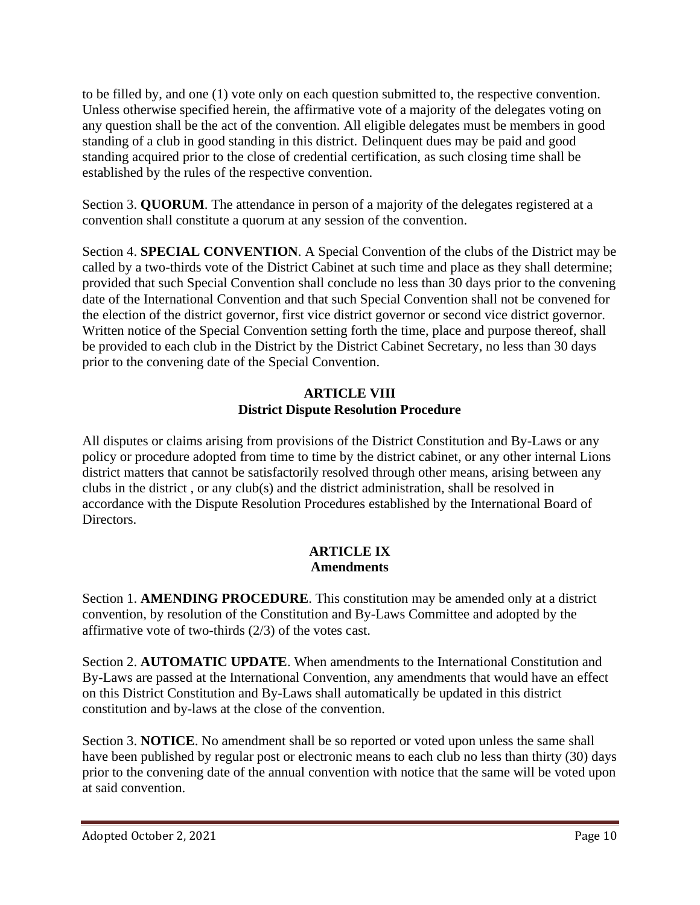to be filled by, and one (1) vote only on each question submitted to, the respective convention. Unless otherwise specified herein, the affirmative vote of a majority of the delegates voting on any question shall be the act of the convention. All eligible delegates must be members in good standing of a club in good standing in this district. Delinquent dues may be paid and good standing acquired prior to the close of credential certification, as such closing time shall be established by the rules of the respective convention.

Section 3. **QUORUM**. The attendance in person of a majority of the delegates registered at a convention shall constitute a quorum at any session of the convention.

Section 4. **SPECIAL CONVENTION**. A Special Convention of the clubs of the District may be called by a two-thirds vote of the District Cabinet at such time and place as they shall determine; provided that such Special Convention shall conclude no less than 30 days prior to the convening date of the International Convention and that such Special Convention shall not be convened for the election of the district governor, first vice district governor or second vice district governor. Written notice of the Special Convention setting forth the time, place and purpose thereof, shall be provided to each club in the District by the District Cabinet Secretary, no less than 30 days prior to the convening date of the Special Convention.

## ARTICLE VIII
## District Dispute Resolution Procedure

All disputes or claims arising from provisions of the District Constitution and By-Laws or any policy or procedure adopted from time to time by the district cabinet, or any other internal Lions district matters that cannot be satisfactorily resolved through other means, arising between any clubs in the district , or any club(s) and the district administration, shall be resolved in accordance with the Dispute Resolution Procedures established by the International Board of Directors.

## ARTICLE IX
## Amendments

Section 1. **AMENDING PROCEDURE**. This constitution may be amended only at a district convention, by resolution of the Constitution and By-Laws Committee and adopted by the affirmative vote of two-thirds (2/3) of the votes cast.

Section 2. **AUTOMATIC UPDATE**. When amendments to the International Constitution and By-Laws are passed at the International Convention, any amendments that would have an effect on this District Constitution and By-Laws shall automatically be updated in this district constitution and by-laws at the close of the convention.

Section 3. **NOTICE**. No amendment shall be so reported or voted upon unless the same shall have been published by regular post or electronic means to each club no less than thirty (30) days prior to the convening date of the annual convention with notice that the same will be voted upon at said convention.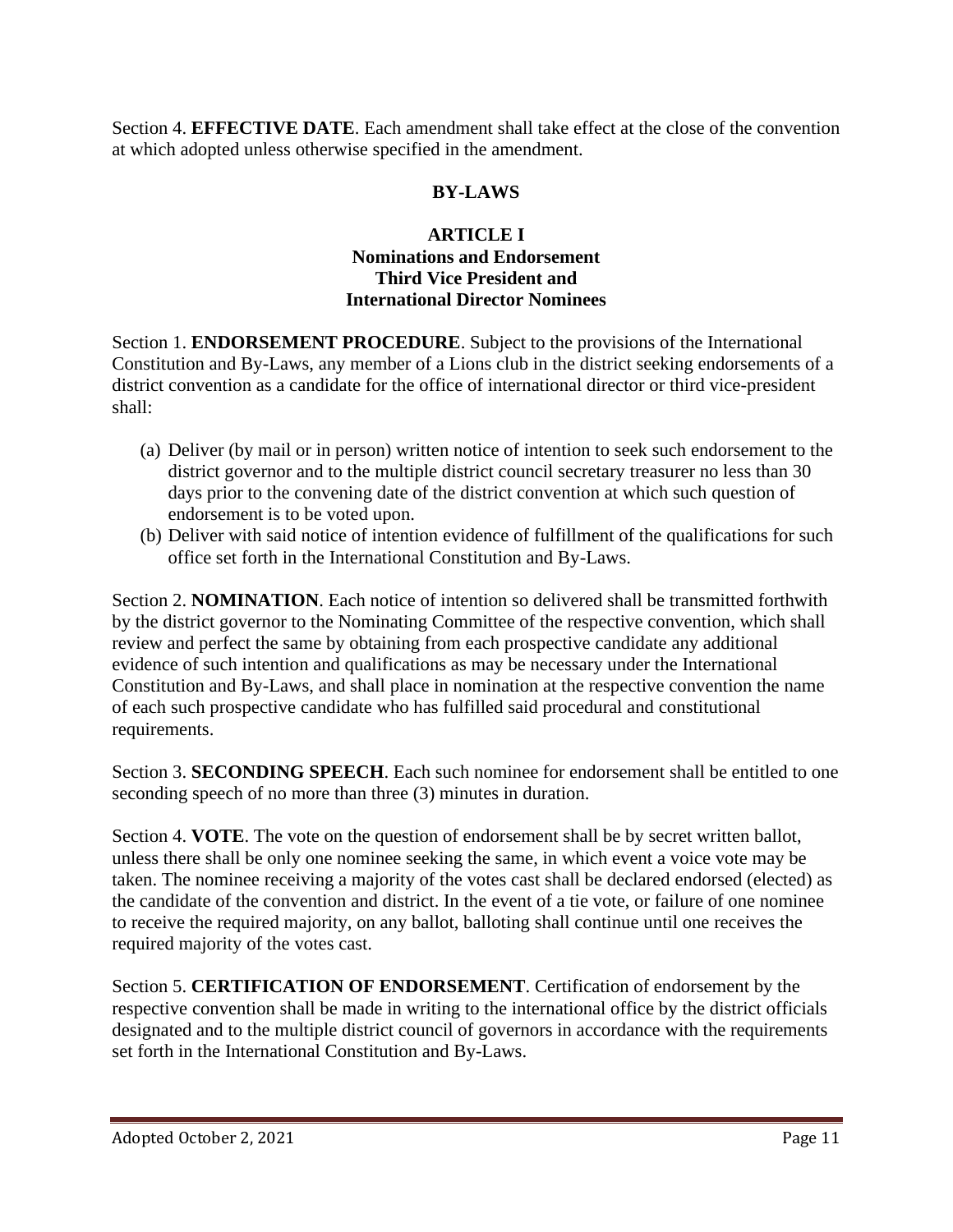Section 4. **EFFECTIVE DATE**. Each amendment shall take effect at the close of the convention at which adopted unless otherwise specified in the amendment.

# BY-LAWS

## ARTICLE I
## Nominations and Endorsement
## Third Vice President and
## International Director Nominees

Section 1. **ENDORSEMENT PROCEDURE**. Subject to the provisions of the International Constitution and By-Laws, any member of a Lions club in the district seeking endorsements of a district convention as a candidate for the office of international director or third vice-president shall:

(a) Deliver (by mail or in person) written notice of intention to seek such endorsement to the district governor and to the multiple district council secretary treasurer no less than 30 days prior to the convening date of the district convention at which such question of endorsement is to be voted upon.

(b) Deliver with said notice of intention evidence of fulfillment of the qualifications for such office set forth in the International Constitution and By-Laws.

Section 2. **NOMINATION**. Each notice of intention so delivered shall be transmitted forthwith by the district governor to the Nominating Committee of the respective convention, which shall review and perfect the same by obtaining from each prospective candidate any additional evidence of such intention and qualifications as may be necessary under the International Constitution and By-Laws, and shall place in nomination at the respective convention the name of each such prospective candidate who has fulfilled said procedural and constitutional requirements.

Section 3. **SECONDING SPEECH**. Each such nominee for endorsement shall be entitled to one seconding speech of no more than three (3) minutes in duration.

Section 4. **VOTE**. The vote on the question of endorsement shall be by secret written ballot, unless there shall be only one nominee seeking the same, in which event a voice vote may be taken. The nominee receiving a majority of the votes cast shall be declared endorsed (elected) as the candidate of the convention and district. In the event of a tie vote, or failure of one nominee to receive the required majority, on any ballot, balloting shall continue until one receives the required majority of the votes cast.

Section 5. **CERTIFICATION OF ENDORSEMENT**. Certification of endorsement by the respective convention shall be made in writing to the international office by the district officials designated and to the multiple district council of governors in accordance with the requirements set forth in the International Constitution and By-Laws.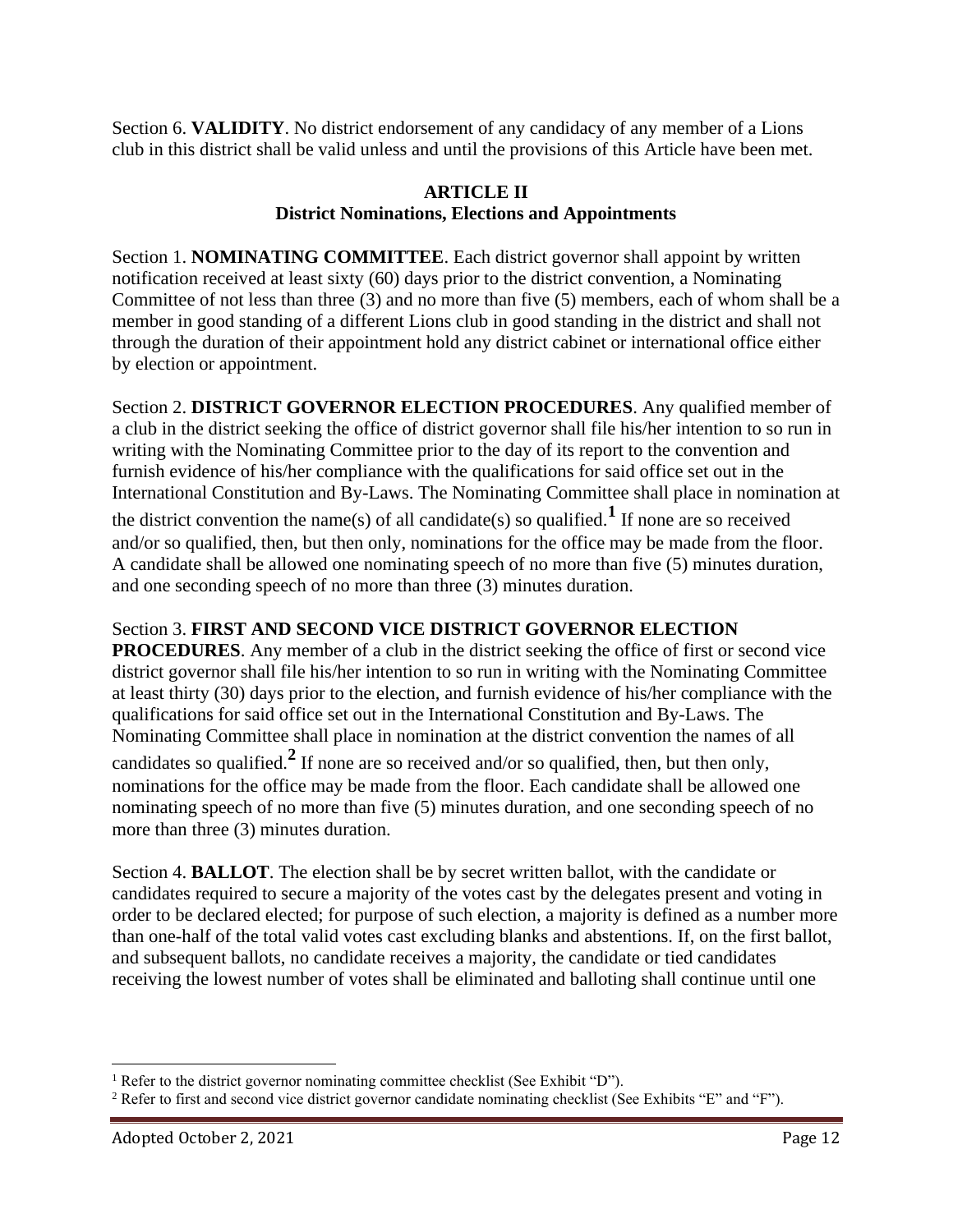Section 6. **VALIDITY**. No district endorsement of any candidacy of any member of a Lions club in this district shall be valid unless and until the provisions of this Article have been met.

## ARTICLE II
## District Nominations, Elections and Appointments

Section 1. **NOMINATING COMMITTEE**. Each district governor shall appoint by written notification received at least sixty (60) days prior to the district convention, a Nominating Committee of not less than three (3) and no more than five (5) members, each of whom shall be a member in good standing of a different Lions club in good standing in the district and shall not through the duration of their appointment hold any district cabinet or international office either by election or appointment.

Section 2. **DISTRICT GOVERNOR ELECTION PROCEDURES**. Any qualified member of a club in the district seeking the office of district governor shall file his/her intention to so run in writing with the Nominating Committee prior to the day of its report to the convention and furnish evidence of his/her compliance with the qualifications for said office set out in the International Constitution and By-Laws. The Nominating Committee shall place in nomination at the district convention the name(s) of all candidate(s) so qualified.[1] If none are so received and/or so qualified, then, but then only, nominations for the office may be made from the floor. A candidate shall be allowed one nominating speech of no more than five (5) minutes duration, and one seconding speech of no more than three (3) minutes duration.

Section 3. **FIRST AND SECOND VICE DISTRICT GOVERNOR ELECTION PROCEDURES**. Any member of a club in the district seeking the office of first or second vice district governor shall file his/her intention to so run in writing with the Nominating Committee at least thirty (30) days prior to the election, and furnish evidence of his/her compliance with the qualifications for said office set out in the International Constitution and By-Laws. The Nominating Committee shall place in nomination at the district convention the names of all candidates so qualified.[2] If none are so received and/or so qualified, then, but then only, nominations for the office may be made from the floor. Each candidate shall be allowed one nominating speech of no more than five (5) minutes duration, and one seconding speech of no more than three (3) minutes duration.

Section 4. **BALLOT**. The election shall be by secret written ballot, with the candidate or candidates required to secure a majority of the votes cast by the delegates present and voting in order to be declared elected; for purpose of such election, a majority is defined as a number more than one-half of the total valid votes cast excluding blanks and abstentions. If, on the first ballot, and subsequent ballots, no candidate receives a majority, the candidate or tied candidates receiving the lowest number of votes shall be eliminated and balloting shall continue until one

---

[1] Refer to the district governor nominating committee checklist (See Exhibit "D").

[2] Refer to first and second vice district governor candidate nominating checklist (See Exhibits "E" and "F").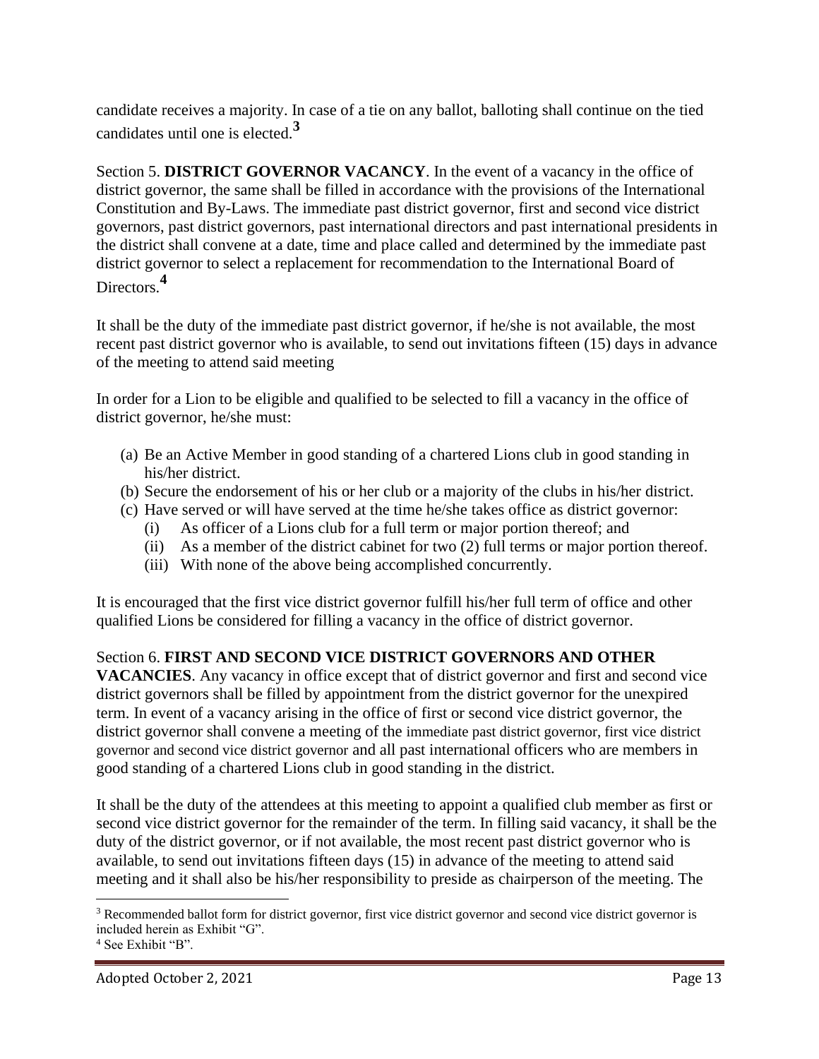candidate receives a majority. In case of a tie on any ballot, balloting shall continue on the tied candidates until one is elected.[3]

Section 5. **DISTRICT GOVERNOR VACANCY**. In the event of a vacancy in the office of district governor, the same shall be filled in accordance with the provisions of the International Constitution and By-Laws. The immediate past district governor, first and second vice district governors, past district governors, past international directors and past international presidents in the district shall convene at a date, time and place called and determined by the immediate past district governor to select a replacement for recommendation to the International Board of Directors.[4]

It shall be the duty of the immediate past district governor, if he/she is not available, the most recent past district governor who is available, to send out invitations fifteen (15) days in advance of the meeting to attend said meeting

In order for a Lion to be eligible and qualified to be selected to fill a vacancy in the office of district governor, he/she must:

(a) Be an Active Member in good standing of a chartered Lions club in good standing in his/her district.
(b) Secure the endorsement of his or her club or a majority of the clubs in his/her district.
(c) Have served or will have served at the time he/she takes office as district governor:
    (i) As officer of a Lions club for a full term or major portion thereof; and
    (ii) As a member of the district cabinet for two (2) full terms or major portion thereof.
    (iii) With none of the above being accomplished concurrently.

It is encouraged that the first vice district governor fulfill his/her full term of office and other qualified Lions be considered for filling a vacancy in the office of district governor.

Section 6. **FIRST AND SECOND VICE DISTRICT GOVERNORS AND OTHER VACANCIES**. Any vacancy in office except that of district governor and first and second vice district governors shall be filled by appointment from the district governor for the unexpired term. In event of a vacancy arising in the office of first or second vice district governor, the district governor shall convene a meeting of the immediate past district governor, first vice district governor and second vice district governor and all past international officers who are members in good standing of a chartered Lions club in good standing in the district.

It shall be the duty of the attendees at this meeting to appoint a qualified club member as first or second vice district governor for the remainder of the term. In filling said vacancy, it shall be the duty of the district governor, or if not available, the most recent past district governor who is available, to send out invitations fifteen days (15) in advance of the meeting to attend said meeting and it shall also be his/her responsibility to preside as chairperson of the meeting. The

---

[3] Recommended ballot form for district governor, first vice district governor and second vice district governor is included herein as Exhibit "G".

[4] See Exhibit "B".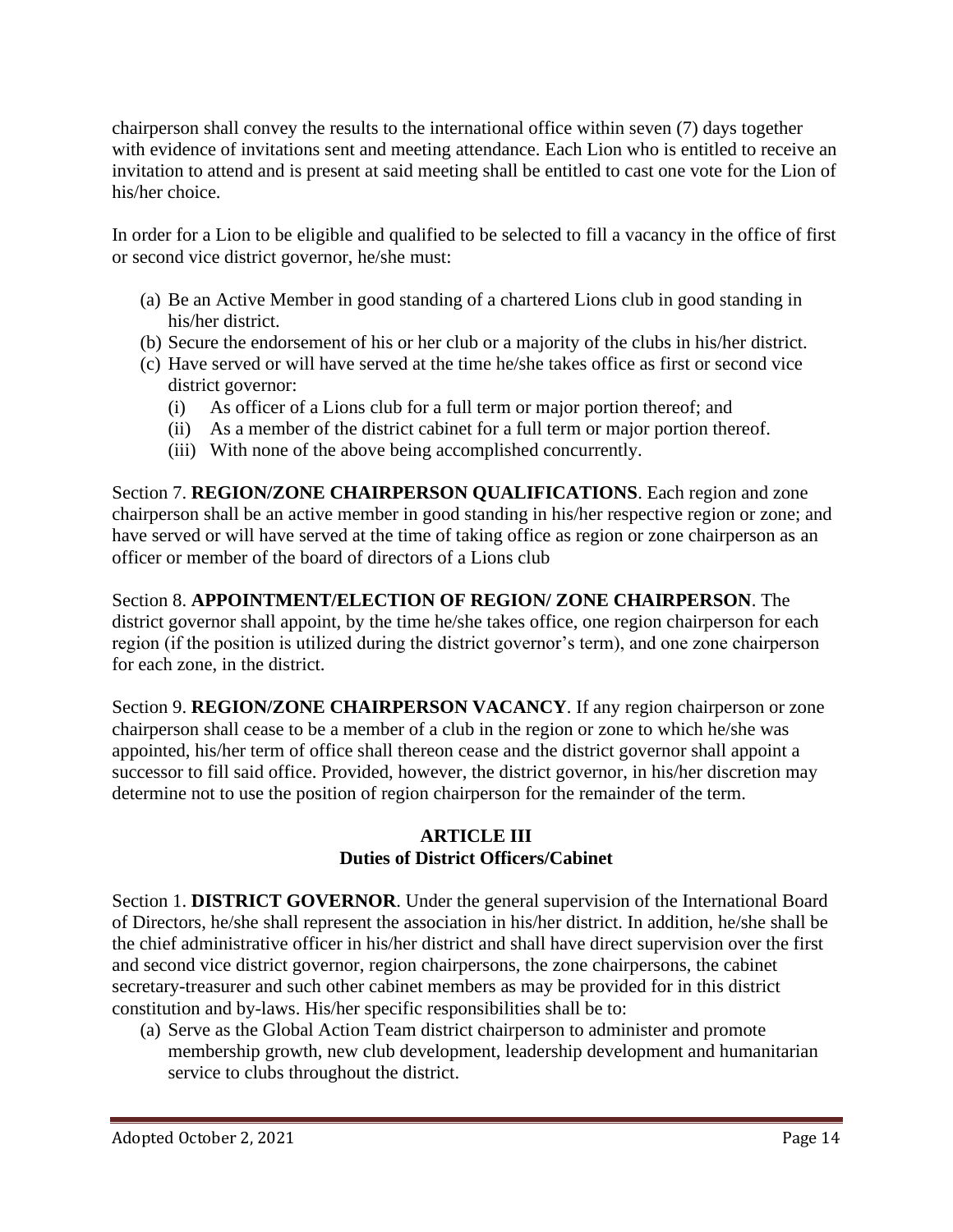chairperson shall convey the results to the international office within seven (7) days together with evidence of invitations sent and meeting attendance. Each Lion who is entitled to receive an invitation to attend and is present at said meeting shall be entitled to cast one vote for the Lion of his/her choice.

In order for a Lion to be eligible and qualified to be selected to fill a vacancy in the office of first or second vice district governor, he/she must:

(a) Be an Active Member in good standing of a chartered Lions club in good standing in his/her district.
(b) Secure the endorsement of his or her club or a majority of the clubs in his/her district.
(c) Have served or will have served at the time he/she takes office as first or second vice district governor:
    (i) As officer of a Lions club for a full term or major portion thereof; and
    (ii) As a member of the district cabinet for a full term or major portion thereof.
    (iii) With none of the above being accomplished concurrently.

Section 7. **REGION/ZONE CHAIRPERSON QUALIFICATIONS**. Each region and zone chairperson shall be an active member in good standing in his/her respective region or zone; and have served or will have served at the time of taking office as region or zone chairperson as an officer or member of the board of directors of a Lions club

Section 8. **APPOINTMENT/ELECTION OF REGION/ ZONE CHAIRPERSON**. The district governor shall appoint, by the time he/she takes office, one region chairperson for each region (if the position is utilized during the district governor's term), and one zone chairperson for each zone, in the district.

Section 9. **REGION/ZONE CHAIRPERSON VACANCY**. If any region chairperson or zone chairperson shall cease to be a member of a club in the region or zone to which he/she was appointed, his/her term of office shall thereon cease and the district governor shall appoint a successor to fill said office. Provided, however, the district governor, in his/her discretion may determine not to use the position of region chairperson for the remainder of the term.

## ARTICLE III
## Duties of District Officers/Cabinet

Section 1. **DISTRICT GOVERNOR**. Under the general supervision of the International Board of Directors, he/she shall represent the association in his/her district. In addition, he/she shall be the chief administrative officer in his/her district and shall have direct supervision over the first and second vice district governor, region chairpersons, the zone chairpersons, the cabinet secretary-treasurer and such other cabinet members as may be provided for in this district constitution and by-laws. His/her specific responsibilities shall be to:

(a) Serve as the Global Action Team district chairperson to administer and promote membership growth, new club development, leadership development and humanitarian service to clubs throughout the district.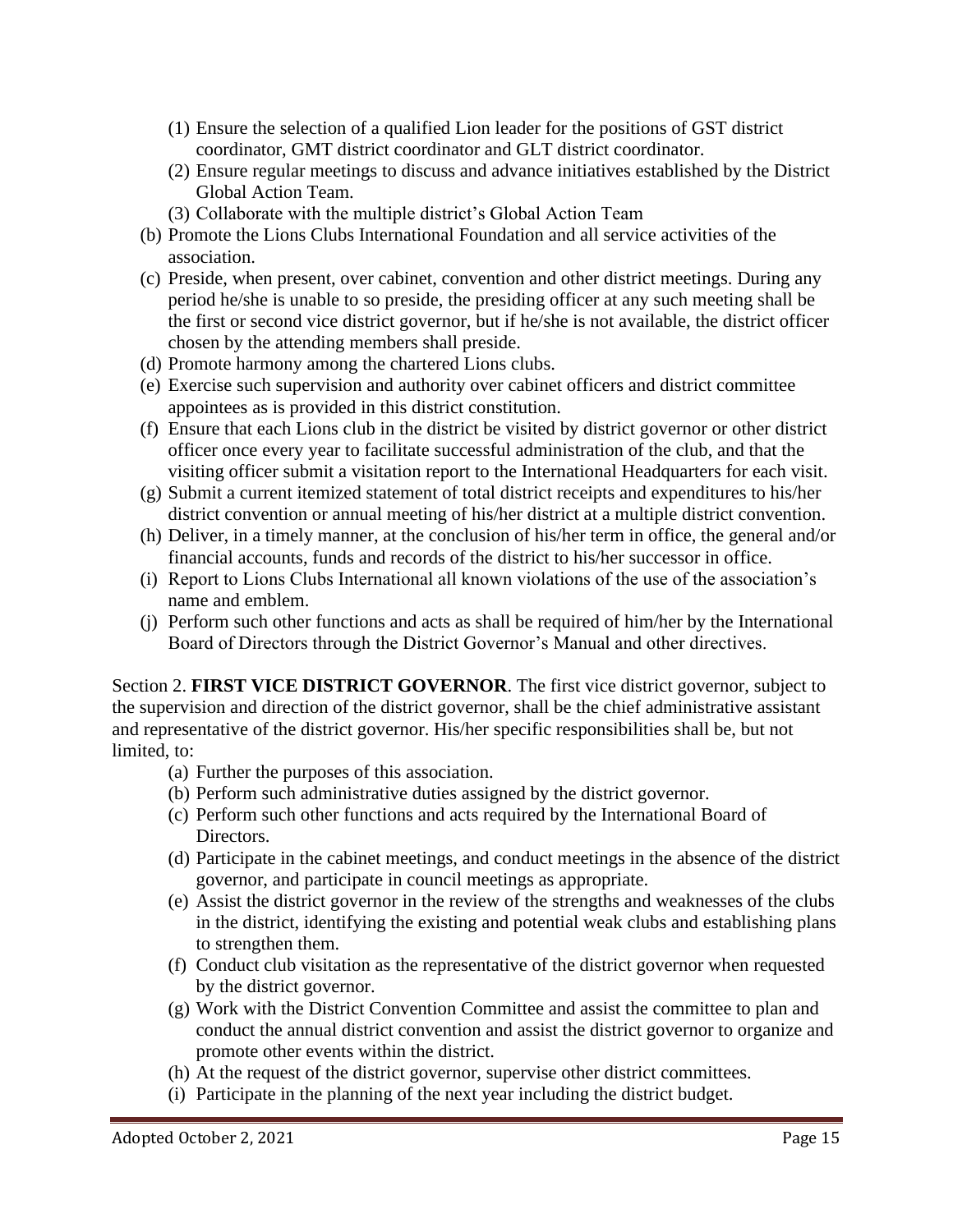(1) Ensure the selection of a qualified Lion leader for the positions of GST district coordinator, GMT district coordinator and GLT district coordinator.
   (2) Ensure regular meetings to discuss and advance initiatives established by the District Global Action Team.
   (3) Collaborate with the multiple district's Global Action Team

(b) Promote the Lions Clubs International Foundation and all service activities of the association.
(c) Preside, when present, over cabinet, convention and other district meetings. During any period he/she is unable to so preside, the presiding officer at any such meeting shall be the first or second vice district governor, but if he/she is not available, the district officer chosen by the attending members shall preside.
(d) Promote harmony among the chartered Lions clubs.
(e) Exercise such supervision and authority over cabinet officers and district committee appointees as is provided in this district constitution.
(f) Ensure that each Lions club in the district be visited by district governor or other district officer once every year to facilitate successful administration of the club, and that the visiting officer submit a visitation report to the International Headquarters for each visit.
(g) Submit a current itemized statement of total district receipts and expenditures to his/her district convention or annual meeting of his/her district at a multiple district convention.
(h) Deliver, in a timely manner, at the conclusion of his/her term in office, the general and/or financial accounts, funds and records of the district to his/her successor in office.
(i) Report to Lions Clubs International all known violations of the use of the association's name and emblem.
(j) Perform such other functions and acts as shall be required of him/her by the International Board of Directors through the District Governor's Manual and other directives.

Section 2. **FIRST VICE DISTRICT GOVERNOR**. The first vice district governor, subject to the supervision and direction of the district governor, shall be the chief administrative assistant and representative of the district governor. His/her specific responsibilities shall be, but not limited, to:

(a) Further the purposes of this association.
(b) Perform such administrative duties assigned by the district governor.
(c) Perform such other functions and acts required by the International Board of Directors.
(d) Participate in the cabinet meetings, and conduct meetings in the absence of the district governor, and participate in council meetings as appropriate.
(e) Assist the district governor in the review of the strengths and weaknesses of the clubs in the district, identifying the existing and potential weak clubs and establishing plans to strengthen them.
(f) Conduct club visitation as the representative of the district governor when requested by the district governor.
(g) Work with the District Convention Committee and assist the committee to plan and conduct the annual district convention and assist the district governor to organize and promote other events within the district.
(h) At the request of the district governor, supervise other district committees.
(i) Participate in the planning of the next year including the district budget.

Adopted October 2, 2021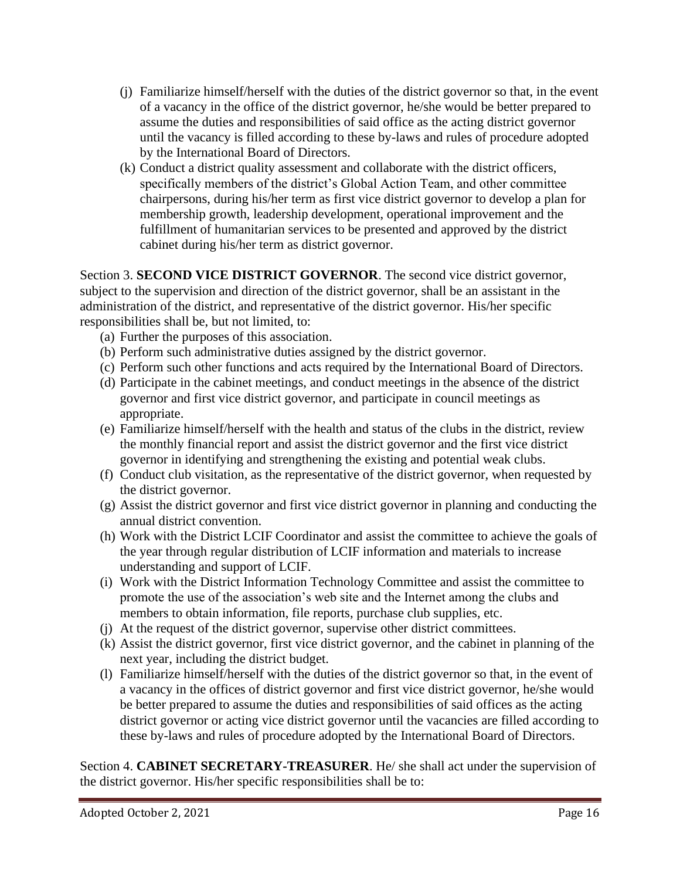(j) Familiarize himself/herself with the duties of the district governor so that, in the event of a vacancy in the office of the district governor, he/she would be better prepared to assume the duties and responsibilities of said office as the acting district governor until the vacancy is filled according to these by-laws and rules of procedure adopted by the International Board of Directors.

(k) Conduct a district quality assessment and collaborate with the district officers, specifically members of the district's Global Action Team, and other committee chairpersons, during his/her term as first vice district governor to develop a plan for membership growth, leadership development, operational improvement and the fulfillment of humanitarian services to be presented and approved by the district cabinet during his/her term as district governor.

Section 3. **SECOND VICE DISTRICT GOVERNOR**. The second vice district governor, subject to the supervision and direction of the district governor, shall be an assistant in the administration of the district, and representative of the district governor. His/her specific responsibilities shall be, but not limited, to:

(a) Further the purposes of this association.

(b) Perform such administrative duties assigned by the district governor.

(c) Perform such other functions and acts required by the International Board of Directors.

(d) Participate in the cabinet meetings, and conduct meetings in the absence of the district governor and first vice district governor, and participate in council meetings as appropriate.

(e) Familiarize himself/herself with the health and status of the clubs in the district, review the monthly financial report and assist the district governor and the first vice district governor in identifying and strengthening the existing and potential weak clubs.

(f) Conduct club visitation, as the representative of the district governor, when requested by the district governor.

(g) Assist the district governor and first vice district governor in planning and conducting the annual district convention.

(h) Work with the District LCIF Coordinator and assist the committee to achieve the goals of the year through regular distribution of LCIF information and materials to increase understanding and support of LCIF.

(i) Work with the District Information Technology Committee and assist the committee to promote the use of the association's web site and the Internet among the clubs and members to obtain information, file reports, purchase club supplies, etc.

(j) At the request of the district governor, supervise other district committees.

(k) Assist the district governor, first vice district governor, and the cabinet in planning of the next year, including the district budget.

(l) Familiarize himself/herself with the duties of the district governor so that, in the event of a vacancy in the offices of district governor and first vice district governor, he/she would be better prepared to assume the duties and responsibilities of said offices as the acting district governor or acting vice district governor until the vacancies are filled according to these by-laws and rules of procedure adopted by the International Board of Directors.

Section 4. **CABINET SECRETARY-TREASURER**. He/ she shall act under the supervision of the district governor. His/her specific responsibilities shall be to: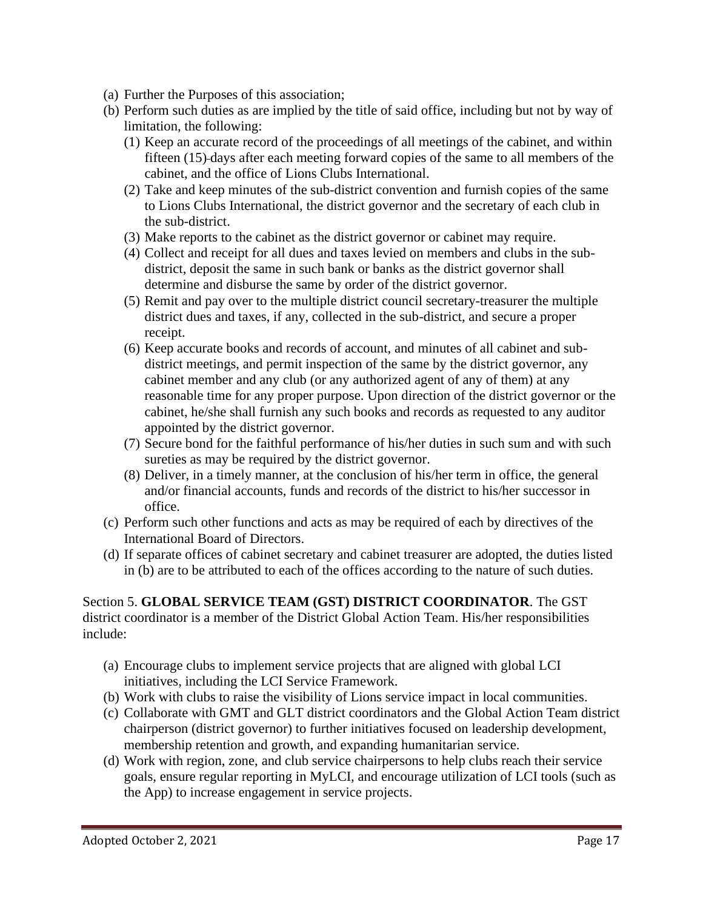(a) Further the Purposes of this association;
(b) Perform such duties as are implied by the title of said office, including but not by way of limitation, the following:
    (1) Keep an accurate record of the proceedings of all meetings of the cabinet, and within fifteen (15) days after each meeting forward copies of the same to all members of the cabinet, and the office of Lions Clubs International.
    (2) Take and keep minutes of the sub-district convention and furnish copies of the same to Lions Clubs International, the district governor and the secretary of each club in the sub-district.
    (3) Make reports to the cabinet as the district governor or cabinet may require.
    (4) Collect and receipt for all dues and taxes levied on members and clubs in the sub-district, deposit the same in such bank or banks as the district governor shall determine and disburse the same by order of the district governor.
    (5) Remit and pay over to the multiple district council secretary-treasurer the multiple district dues and taxes, if any, collected in the sub-district, and secure a proper receipt.
    (6) Keep accurate books and records of account, and minutes of all cabinet and sub-district meetings, and permit inspection of the same by the district governor, any cabinet member and any club (or any authorized agent of any of them) at any reasonable time for any proper purpose. Upon direction of the district governor or the cabinet, he/she shall furnish any such books and records as requested to any auditor appointed by the district governor.
    (7) Secure bond for the faithful performance of his/her duties in such sum and with such sureties as may be required by the district governor.
    (8) Deliver, in a timely manner, at the conclusion of his/her term in office, the general and/or financial accounts, funds and records of the district to his/her successor in office.
(c) Perform such other functions and acts as may be required of each by directives of the International Board of Directors.
(d) If separate offices of cabinet secretary and cabinet treasurer are adopted, the duties listed in (b) are to be attributed to each of the offices according to the nature of such duties.

Section 5. **GLOBAL SERVICE TEAM (GST) DISTRICT COORDINATOR**. The GST district coordinator is a member of the District Global Action Team. His/her responsibilities include:

(a) Encourage clubs to implement service projects that are aligned with global LCI initiatives, including the LCI Service Framework.
(b) Work with clubs to raise the visibility of Lions service impact in local communities.
(c) Collaborate with GMT and GLT district coordinators and the Global Action Team district chairperson (district governor) to further initiatives focused on leadership development, membership retention and growth, and expanding humanitarian service.
(d) Work with region, zone, and club service chairpersons to help clubs reach their service goals, ensure regular reporting in MyLCI, and encourage utilization of LCI tools (such as the App) to increase engagement in service projects.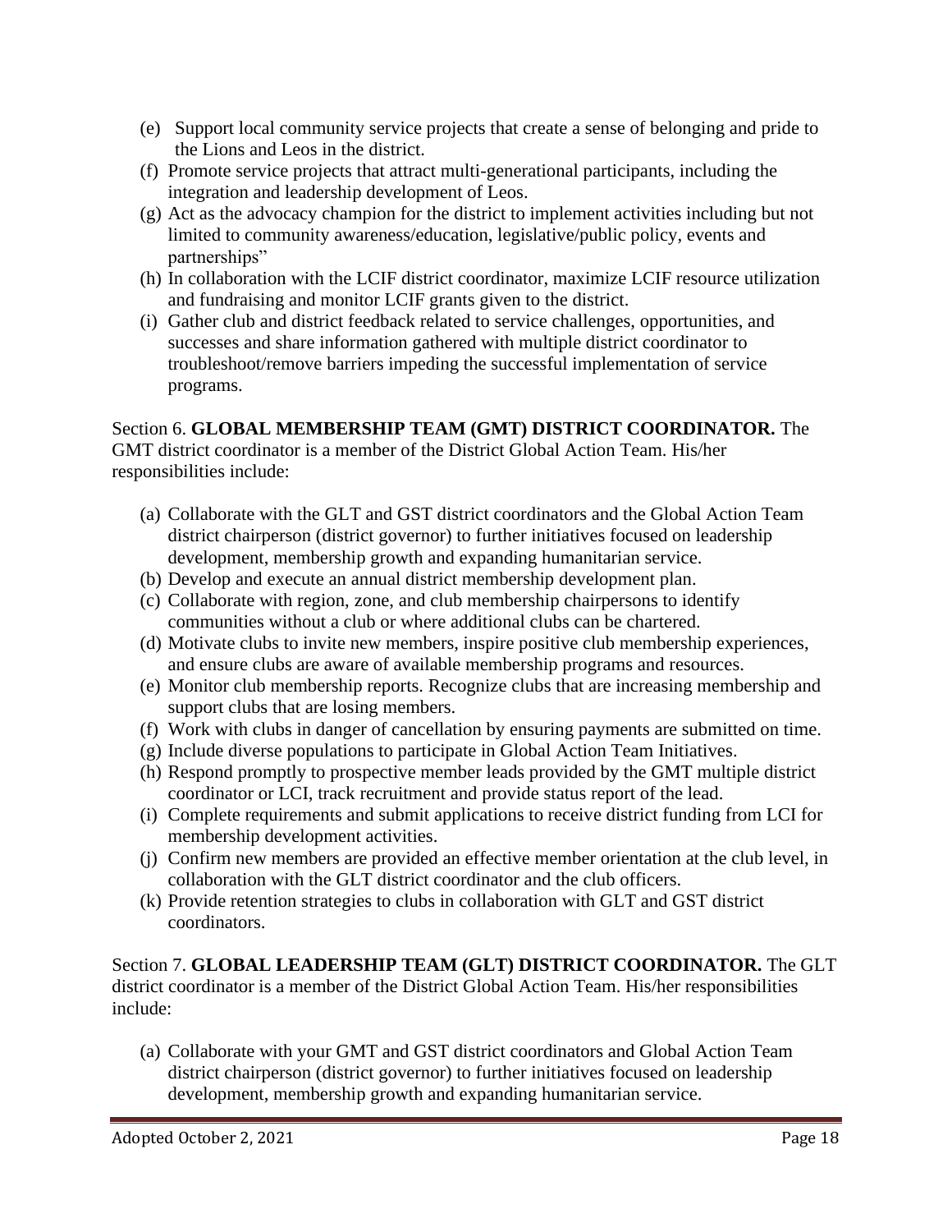(e) Support local community service projects that create a sense of belonging and pride to the Lions and Leos in the district.

(f) Promote service projects that attract multi-generational participants, including the integration and leadership development of Leos.

(g) Act as the advocacy champion for the district to implement activities including but not limited to community awareness/education, legislative/public policy, events and partnerships"

(h) In collaboration with the LCIF district coordinator, maximize LCIF resource utilization and fundraising and monitor LCIF grants given to the district.

(i) Gather club and district feedback related to service challenges, opportunities, and successes and share information gathered with multiple district coordinator to troubleshoot/remove barriers impeding the successful implementation of service programs.

Section 6. **GLOBAL MEMBERSHIP TEAM (GMT) DISTRICT COORDINATOR.** The GMT district coordinator is a member of the District Global Action Team. His/her responsibilities include:

(a) Collaborate with the GLT and GST district coordinators and the Global Action Team district chairperson (district governor) to further initiatives focused on leadership development, membership growth and expanding humanitarian service.

(b) Develop and execute an annual district membership development plan.

(c) Collaborate with region, zone, and club membership chairpersons to identify communities without a club or where additional clubs can be chartered.

(d) Motivate clubs to invite new members, inspire positive club membership experiences, and ensure clubs are aware of available membership programs and resources.

(e) Monitor club membership reports. Recognize clubs that are increasing membership and support clubs that are losing members.

(f) Work with clubs in danger of cancellation by ensuring payments are submitted on time.

(g) Include diverse populations to participate in Global Action Team Initiatives.

(h) Respond promptly to prospective member leads provided by the GMT multiple district coordinator or LCI, track recruitment and provide status report of the lead.

(i) Complete requirements and submit applications to receive district funding from LCI for membership development activities.

(j) Confirm new members are provided an effective member orientation at the club level, in collaboration with the GLT district coordinator and the club officers.

(k) Provide retention strategies to clubs in collaboration with GLT and GST district coordinators.

Section 7. **GLOBAL LEADERSHIP TEAM (GLT) DISTRICT COORDINATOR.** The GLT district coordinator is a member of the District Global Action Team. His/her responsibilities include:

(a) Collaborate with your GMT and GST district coordinators and Global Action Team district chairperson (district governor) to further initiatives focused on leadership development, membership growth and expanding humanitarian service.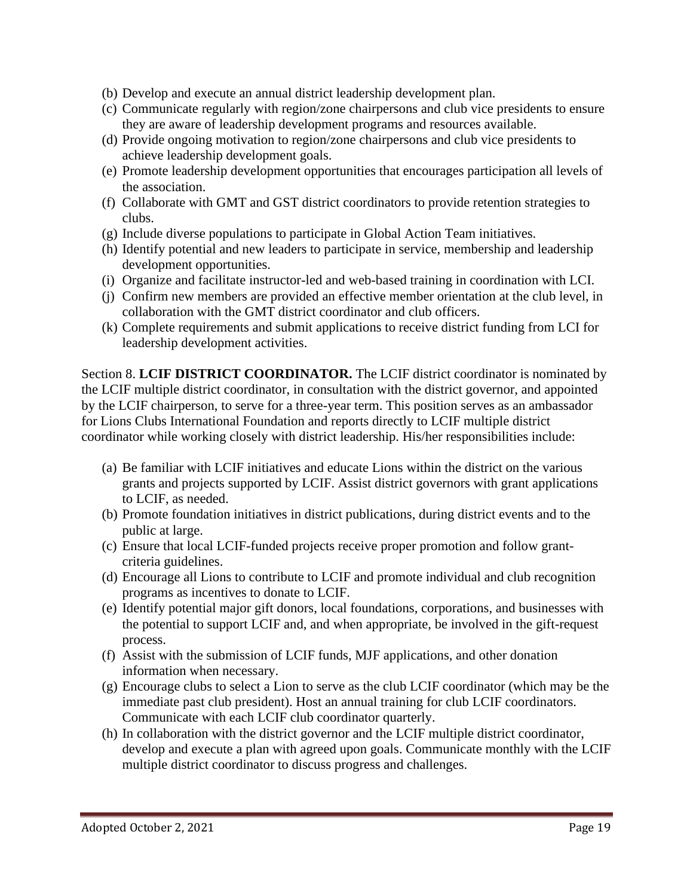(b) Develop and execute an annual district leadership development plan.
(c) Communicate regularly with region/zone chairpersons and club vice presidents to ensure they are aware of leadership development programs and resources available.
(d) Provide ongoing motivation to region/zone chairpersons and club vice presidents to achieve leadership development goals.
(e) Promote leadership development opportunities that encourages participation all levels of the association.
(f) Collaborate with GMT and GST district coordinators to provide retention strategies to clubs.
(g) Include diverse populations to participate in Global Action Team initiatives.
(h) Identify potential and new leaders to participate in service, membership and leadership development opportunities.
(i) Organize and facilitate instructor-led and web-based training in coordination with LCI.
(j) Confirm new members are provided an effective member orientation at the club level, in collaboration with the GMT district coordinator and club officers.
(k) Complete requirements and submit applications to receive district funding from LCI for leadership development activities.

Section 8. **LCIF DISTRICT COORDINATOR.** The LCIF district coordinator is nominated by the LCIF multiple district coordinator, in consultation with the district governor, and appointed by the LCIF chairperson, to serve for a three-year term. This position serves as an ambassador for Lions Clubs International Foundation and reports directly to LCIF multiple district coordinator while working closely with district leadership. His/her responsibilities include:

(a) Be familiar with LCIF initiatives and educate Lions within the district on the various grants and projects supported by LCIF. Assist district governors with grant applications to LCIF, as needed.
(b) Promote foundation initiatives in district publications, during district events and to the public at large.
(c) Ensure that local LCIF-funded projects receive proper promotion and follow grant-criteria guidelines.
(d) Encourage all Lions to contribute to LCIF and promote individual and club recognition programs as incentives to donate to LCIF.
(e) Identify potential major gift donors, local foundations, corporations, and businesses with the potential to support LCIF and, and when appropriate, be involved in the gift-request process.
(f) Assist with the submission of LCIF funds, MJF applications, and other donation information when necessary.
(g) Encourage clubs to select a Lion to serve as the club LCIF coordinator (which may be the immediate past club president). Host an annual training for club LCIF coordinators. Communicate with each LCIF club coordinator quarterly.
(h) In collaboration with the district governor and the LCIF multiple district coordinator, develop and execute a plan with agreed upon goals. Communicate monthly with the LCIF multiple district coordinator to discuss progress and challenges.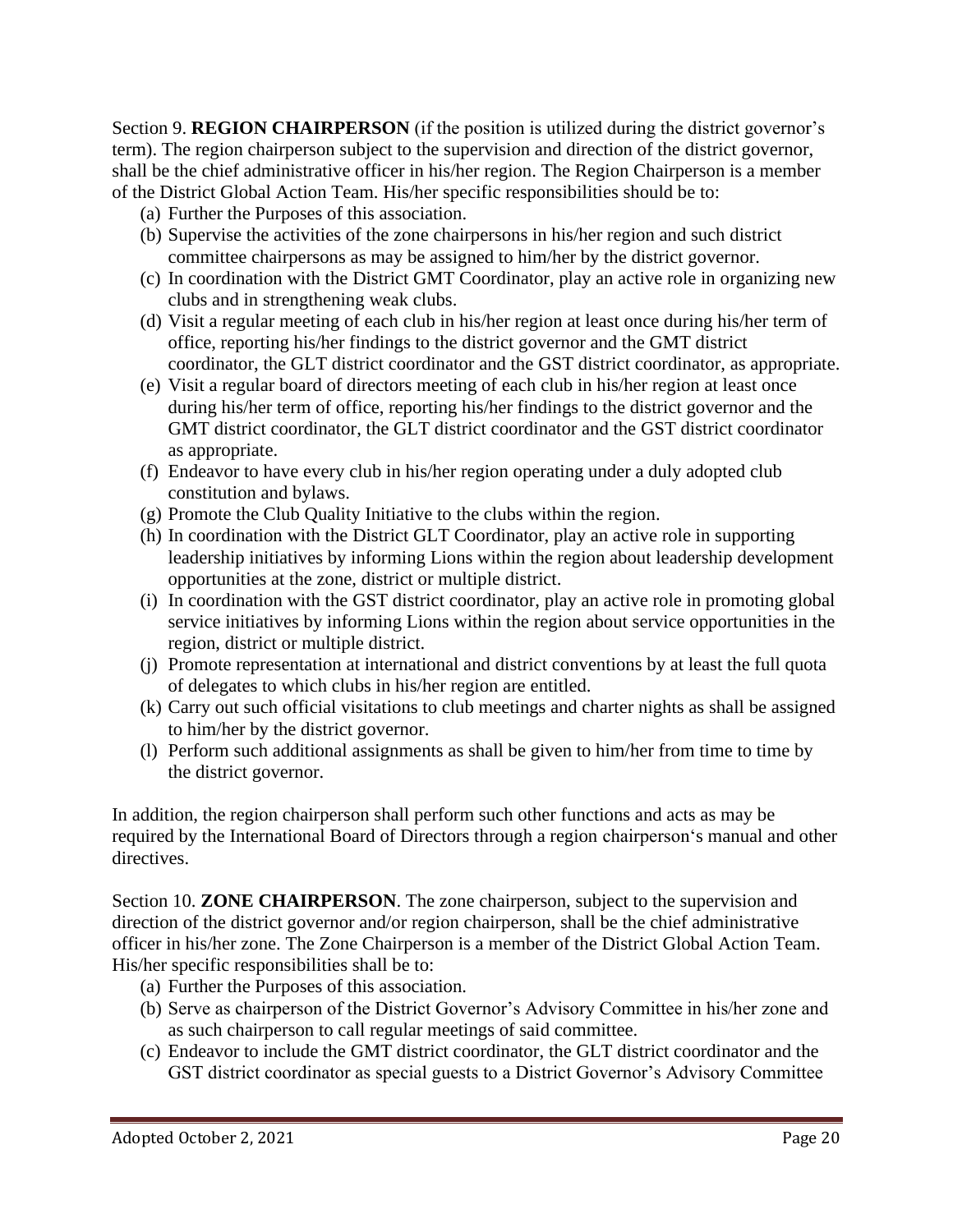Section 9. **REGION CHAIRPERSON** (if the position is utilized during the district governor's term). The region chairperson subject to the supervision and direction of the district governor, shall be the chief administrative officer in his/her region. The Region Chairperson is a member of the District Global Action Team. His/her specific responsibilities should be to:

(a) Further the Purposes of this association.
(b) Supervise the activities of the zone chairpersons in his/her region and such district committee chairpersons as may be assigned to him/her by the district governor.
(c) In coordination with the District GMT Coordinator, play an active role in organizing new clubs and in strengthening weak clubs.
(d) Visit a regular meeting of each club in his/her region at least once during his/her term of office, reporting his/her findings to the district governor and the GMT district coordinator, the GLT district coordinator and the GST district coordinator, as appropriate.
(e) Visit a regular board of directors meeting of each club in his/her region at least once during his/her term of office, reporting his/her findings to the district governor and the GMT district coordinator, the GLT district coordinator and the GST district coordinator as appropriate.
(f) Endeavor to have every club in his/her region operating under a duly adopted club constitution and bylaws.
(g) Promote the Club Quality Initiative to the clubs within the region.
(h) In coordination with the District GLT Coordinator, play an active role in supporting leadership initiatives by informing Lions within the region about leadership development opportunities at the zone, district or multiple district.
(i) In coordination with the GST district coordinator, play an active role in promoting global service initiatives by informing Lions within the region about service opportunities in the region, district or multiple district.
(j) Promote representation at international and district conventions by at least the full quota of delegates to which clubs in his/her region are entitled.
(k) Carry out such official visitations to club meetings and charter nights as shall be assigned to him/her by the district governor.
(l) Perform such additional assignments as shall be given to him/her from time to time by the district governor.

In addition, the region chairperson shall perform such other functions and acts as may be required by the International Board of Directors through a region chairperson's manual and other directives.

Section 10. **ZONE CHAIRPERSON**. The zone chairperson, subject to the supervision and direction of the district governor and/or region chairperson, shall be the chief administrative officer in his/her zone. The Zone Chairperson is a member of the District Global Action Team. His/her specific responsibilities shall be to:

(a) Further the Purposes of this association.
(b) Serve as chairperson of the District Governor's Advisory Committee in his/her zone and as such chairperson to call regular meetings of said committee.
(c) Endeavor to include the GMT district coordinator, the GLT district coordinator and the GST district coordinator as special guests to a District Governor's Advisory Committee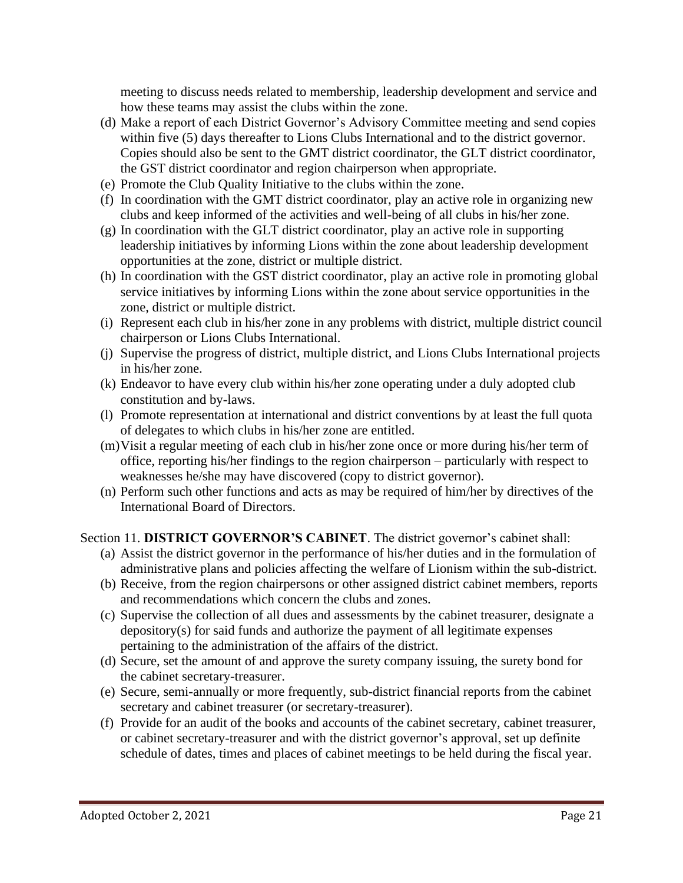meeting to discuss needs related to membership, leadership development and service and how these teams may assist the clubs within the zone.

(d) Make a report of each District Governor's Advisory Committee meeting and send copies within five (5) days thereafter to Lions Clubs International and to the district governor. Copies should also be sent to the GMT district coordinator, the GLT district coordinator, the GST district coordinator and region chairperson when appropriate.

(e) Promote the Club Quality Initiative to the clubs within the zone.

(f) In coordination with the GMT district coordinator, play an active role in organizing new clubs and keep informed of the activities and well-being of all clubs in his/her zone.

(g) In coordination with the GLT district coordinator, play an active role in supporting leadership initiatives by informing Lions within the zone about leadership development opportunities at the zone, district or multiple district.

(h) In coordination with the GST district coordinator, play an active role in promoting global service initiatives by informing Lions within the zone about service opportunities in the zone, district or multiple district.

(i) Represent each club in his/her zone in any problems with district, multiple district council chairperson or Lions Clubs International.

(j) Supervise the progress of district, multiple district, and Lions Clubs International projects in his/her zone.

(k) Endeavor to have every club within his/her zone operating under a duly adopted club constitution and by-laws.

(l) Promote representation at international and district conventions by at least the full quota of delegates to which clubs in his/her zone are entitled.

(m) Visit a regular meeting of each club in his/her zone once or more during his/her term of office, reporting his/her findings to the region chairperson – particularly with respect to weaknesses he/she may have discovered (copy to district governor).

(n) Perform such other functions and acts as may be required of him/her by directives of the International Board of Directors.

Section 11. **DISTRICT GOVERNOR'S CABINET**. The district governor's cabinet shall:

(a) Assist the district governor in the performance of his/her duties and in the formulation of administrative plans and policies affecting the welfare of Lionism within the sub-district.

(b) Receive, from the region chairpersons or other assigned district cabinet members, reports and recommendations which concern the clubs and zones.

(c) Supervise the collection of all dues and assessments by the cabinet treasurer, designate a depository(s) for said funds and authorize the payment of all legitimate expenses pertaining to the administration of the affairs of the district.

(d) Secure, set the amount of and approve the surety company issuing, the surety bond for the cabinet secretary-treasurer.

(e) Secure, semi-annually or more frequently, sub-district financial reports from the cabinet secretary and cabinet treasurer (or secretary-treasurer).

(f) Provide for an audit of the books and accounts of the cabinet secretary, cabinet treasurer, or cabinet secretary-treasurer and with the district governor's approval, set up definite schedule of dates, times and places of cabinet meetings to be held during the fiscal year.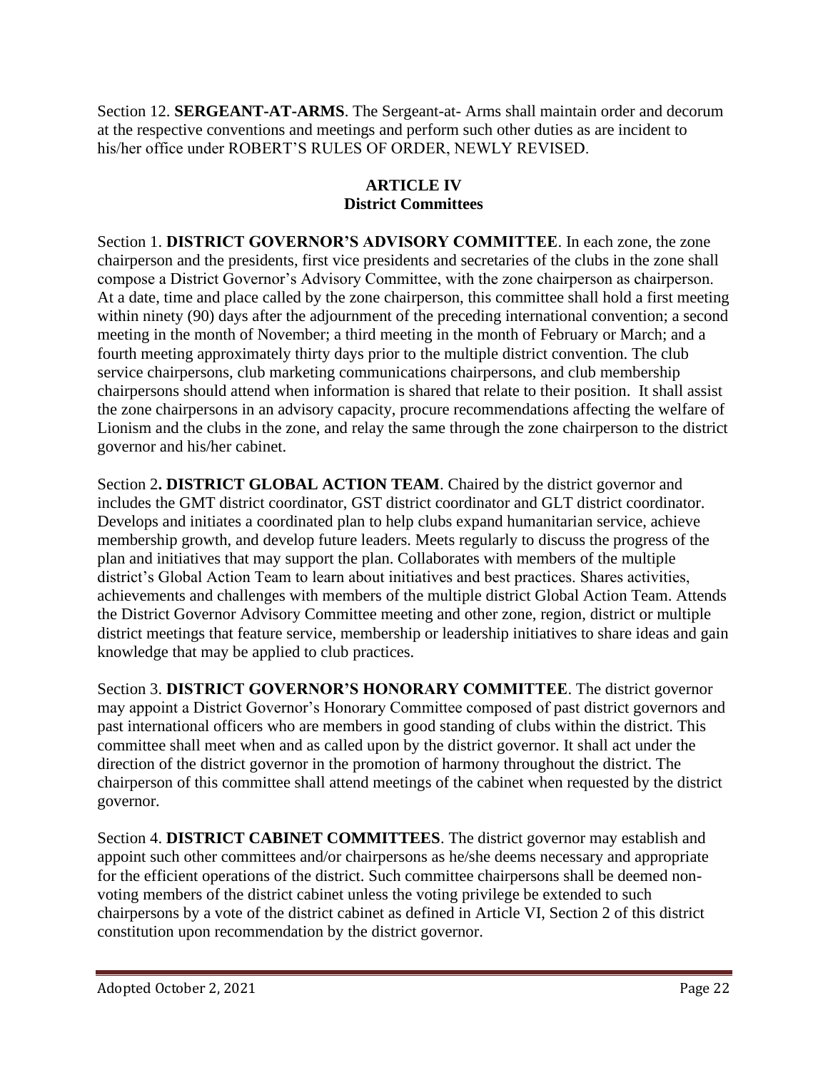Section 12. **SERGEANT-AT-ARMS**. The Sergeant-at- Arms shall maintain order and decorum at the respective conventions and meetings and perform such other duties as are incident to his/her office under ROBERT'S RULES OF ORDER, NEWLY REVISED.

## ARTICLE IV
## District Committees

Section 1. **DISTRICT GOVERNOR'S ADVISORY COMMITTEE**. In each zone, the zone chairperson and the presidents, first vice presidents and secretaries of the clubs in the zone shall compose a District Governor's Advisory Committee, with the zone chairperson as chairperson. At a date, time and place called by the zone chairperson, this committee shall hold a first meeting within ninety (90) days after the adjournment of the preceding international convention; a second meeting in the month of November; a third meeting in the month of February or March; and a fourth meeting approximately thirty days prior to the multiple district convention. The club service chairpersons, club marketing communications chairpersons, and club membership chairpersons should attend when information is shared that relate to their position. It shall assist the zone chairpersons in an advisory capacity, procure recommendations affecting the welfare of Lionism and the clubs in the zone, and relay the same through the zone chairperson to the district governor and his/her cabinet.

Section 2**. DISTRICT GLOBAL ACTION TEAM**. Chaired by the district governor and includes the GMT district coordinator, GST district coordinator and GLT district coordinator. Develops and initiates a coordinated plan to help clubs expand humanitarian service, achieve membership growth, and develop future leaders. Meets regularly to discuss the progress of the plan and initiatives that may support the plan. Collaborates with members of the multiple district's Global Action Team to learn about initiatives and best practices. Shares activities, achievements and challenges with members of the multiple district Global Action Team. Attends the District Governor Advisory Committee meeting and other zone, region, district or multiple district meetings that feature service, membership or leadership initiatives to share ideas and gain knowledge that may be applied to club practices.

Section 3. **DISTRICT GOVERNOR'S HONORARY COMMITTEE**. The district governor may appoint a District Governor's Honorary Committee composed of past district governors and past international officers who are members in good standing of clubs within the district. This committee shall meet when and as called upon by the district governor. It shall act under the direction of the district governor in the promotion of harmony throughout the district. The chairperson of this committee shall attend meetings of the cabinet when requested by the district governor.

Section 4. **DISTRICT CABINET COMMITTEES**. The district governor may establish and appoint such other committees and/or chairpersons as he/she deems necessary and appropriate for the efficient operations of the district. Such committee chairpersons shall be deemed non-voting members of the district cabinet unless the voting privilege be extended to such chairpersons by a vote of the district cabinet as defined in Article VI, Section 2 of this district constitution upon recommendation by the district governor.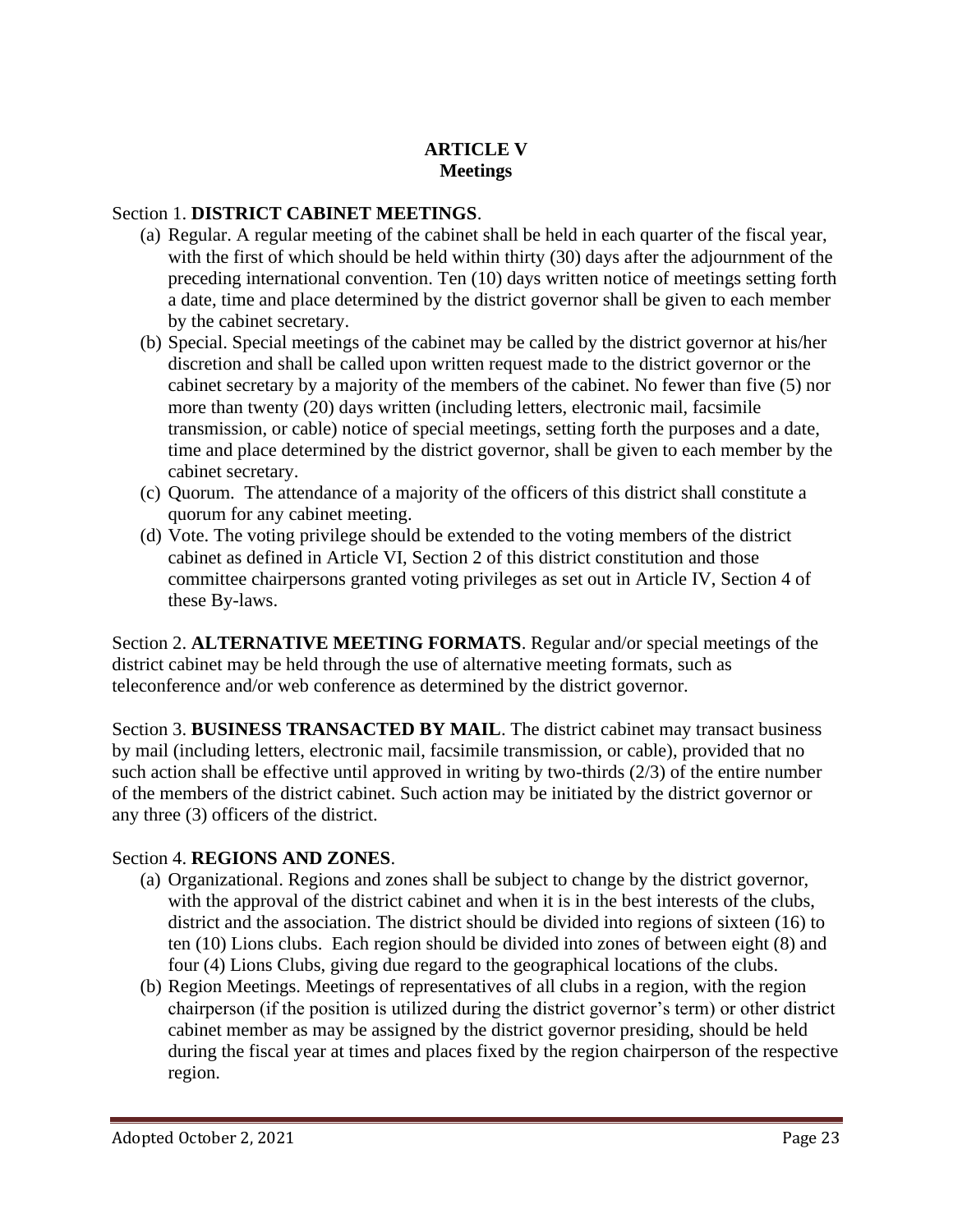# ARTICLE V
## Meetings

Section 1. **DISTRICT CABINET MEETINGS**.

(a) Regular. A regular meeting of the cabinet shall be held in each quarter of the fiscal year, with the first of which should be held within thirty (30) days after the adjournment of the preceding international convention. Ten (10) days written notice of meetings setting forth a date, time and place determined by the district governor shall be given to each member by the cabinet secretary.

(b) Special. Special meetings of the cabinet may be called by the district governor at his/her discretion and shall be called upon written request made to the district governor or the cabinet secretary by a majority of the members of the cabinet. No fewer than five (5) nor more than twenty (20) days written (including letters, electronic mail, facsimile transmission, or cable) notice of special meetings, setting forth the purposes and a date, time and place determined by the district governor, shall be given to each member by the cabinet secretary.

(c) Quorum. The attendance of a majority of the officers of this district shall constitute a quorum for any cabinet meeting.

(d) Vote. The voting privilege should be extended to the voting members of the district cabinet as defined in Article VI, Section 2 of this district constitution and those committee chairpersons granted voting privileges as set out in Article IV, Section 4 of these By-laws.

Section 2. **ALTERNATIVE MEETING FORMATS**. Regular and/or special meetings of the district cabinet may be held through the use of alternative meeting formats, such as teleconference and/or web conference as determined by the district governor.

Section 3. **BUSINESS TRANSACTED BY MAIL**. The district cabinet may transact business by mail (including letters, electronic mail, facsimile transmission, or cable), provided that no such action shall be effective until approved in writing by two-thirds (2/3) of the entire number of the members of the district cabinet. Such action may be initiated by the district governor or any three (3) officers of the district.

Section 4. **REGIONS AND ZONES**.

(a) Organizational. Regions and zones shall be subject to change by the district governor, with the approval of the district cabinet and when it is in the best interests of the clubs, district and the association. The district should be divided into regions of sixteen (16) to ten (10) Lions clubs. Each region should be divided into zones of between eight (8) and four (4) Lions Clubs, giving due regard to the geographical locations of the clubs.

(b) Region Meetings. Meetings of representatives of all clubs in a region, with the region chairperson (if the position is utilized during the district governor's term) or other district cabinet member as may be assigned by the district governor presiding, should be held during the fiscal year at times and places fixed by the region chairperson of the respective region.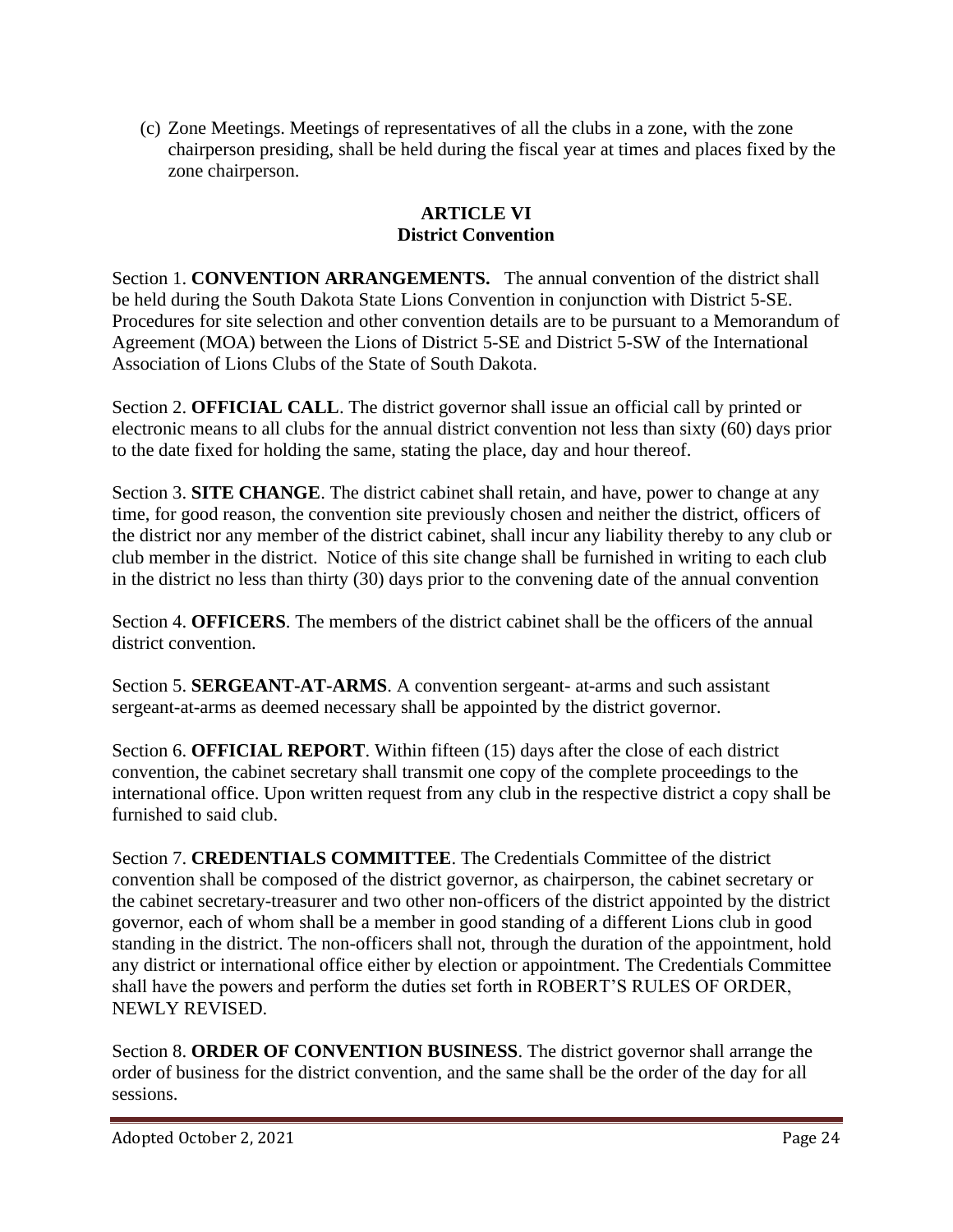(c) Zone Meetings. Meetings of representatives of all the clubs in a zone, with the zone chairperson presiding, shall be held during the fiscal year at times and places fixed by the zone chairperson.

## ARTICLE VI
## District Convention

Section 1. **CONVENTION ARRANGEMENTS.** The annual convention of the district shall be held during the South Dakota State Lions Convention in conjunction with District 5-SE. Procedures for site selection and other convention details are to be pursuant to a Memorandum of Agreement (MOA) between the Lions of District 5-SE and District 5-SW of the International Association of Lions Clubs of the State of South Dakota.

Section 2. **OFFICIAL CALL**. The district governor shall issue an official call by printed or electronic means to all clubs for the annual district convention not less than sixty (60) days prior to the date fixed for holding the same, stating the place, day and hour thereof.

Section 3. **SITE CHANGE**. The district cabinet shall retain, and have, power to change at any time, for good reason, the convention site previously chosen and neither the district, officers of the district nor any member of the district cabinet, shall incur any liability thereby to any club or club member in the district. Notice of this site change shall be furnished in writing to each club in the district no less than thirty (30) days prior to the convening date of the annual convention

Section 4. **OFFICERS**. The members of the district cabinet shall be the officers of the annual district convention.

Section 5. **SERGEANT-AT-ARMS**. A convention sergeant- at-arms and such assistant sergeant-at-arms as deemed necessary shall be appointed by the district governor.

Section 6. **OFFICIAL REPORT**. Within fifteen (15) days after the close of each district convention, the cabinet secretary shall transmit one copy of the complete proceedings to the international office. Upon written request from any club in the respective district a copy shall be furnished to said club.

Section 7. **CREDENTIALS COMMITTEE**. The Credentials Committee of the district convention shall be composed of the district governor, as chairperson, the cabinet secretary or the cabinet secretary-treasurer and two other non-officers of the district appointed by the district governor, each of whom shall be a member in good standing of a different Lions club in good standing in the district. The non-officers shall not, through the duration of the appointment, hold any district or international office either by election or appointment. The Credentials Committee shall have the powers and perform the duties set forth in ROBERT'S RULES OF ORDER, NEWLY REVISED.

Section 8. **ORDER OF CONVENTION BUSINESS**. The district governor shall arrange the order of business for the district convention, and the same shall be the order of the day for all sessions.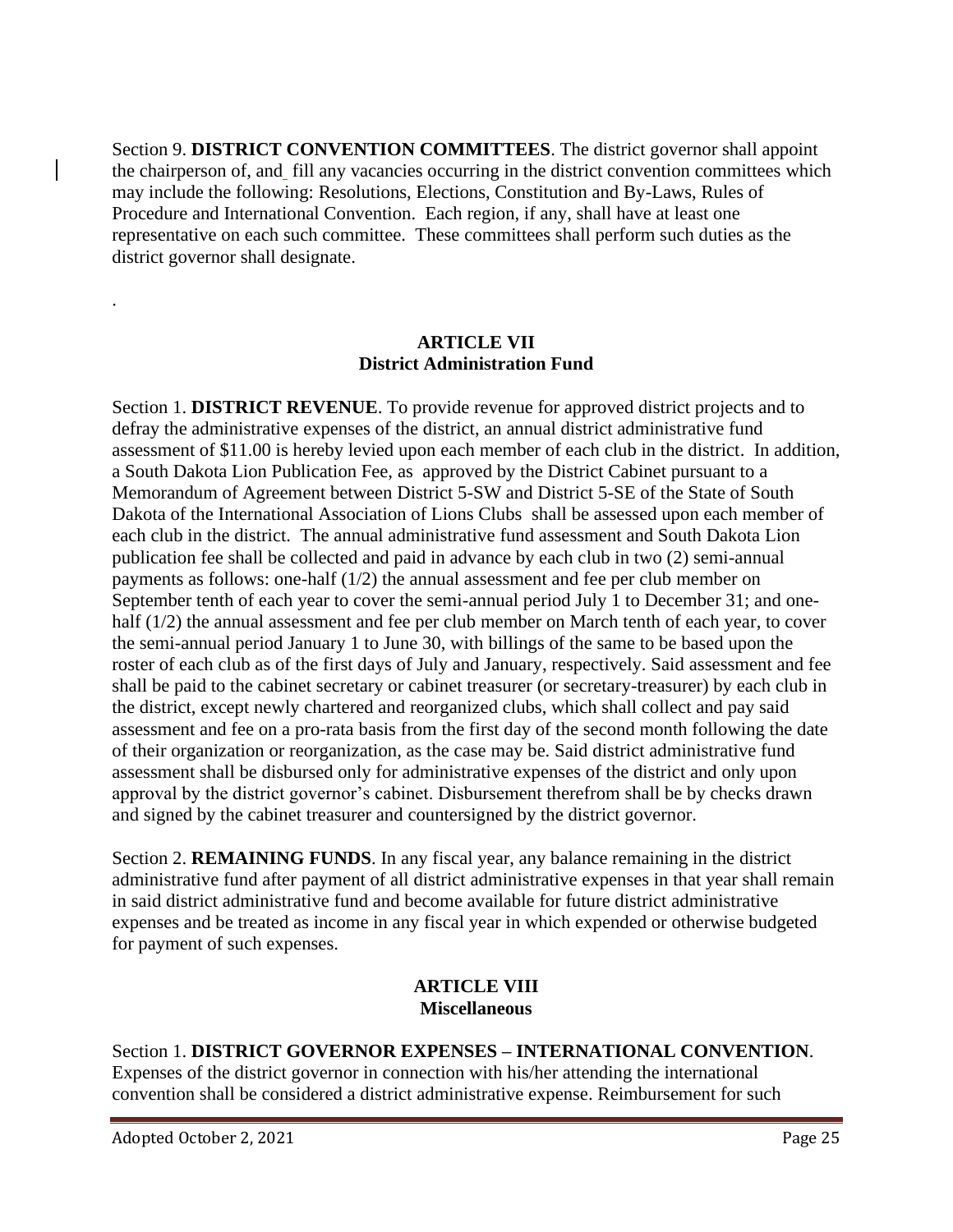Section 9. **DISTRICT CONVENTION COMMITTEES**. The district governor shall appoint the chairperson of, and fill any vacancies occurring in the district convention committees which may include the following: Resolutions, Elections, Constitution and By-Laws, Rules of Procedure and International Convention. Each region, if any, shall have at least one representative on each such committee. These committees shall perform such duties as the district governor shall designate.

.

## ARTICLE VII
## District Administration Fund

Section 1. **DISTRICT REVENUE**. To provide revenue for approved district projects and to defray the administrative expenses of the district, an annual district administrative fund assessment of $11.00 is hereby levied upon each member of each club in the district. In addition, a South Dakota Lion Publication Fee, as approved by the District Cabinet pursuant to a Memorandum of Agreement between District 5-SW and District 5-SE of the State of South Dakota of the International Association of Lions Clubs shall be assessed upon each member of each club in the district. The annual administrative fund assessment and South Dakota Lion publication fee shall be collected and paid in advance by each club in two (2) semi-annual payments as follows: one-half (1/2) the annual assessment and fee per club member on September tenth of each year to cover the semi-annual period July 1 to December 31; and one-half (1/2) the annual assessment and fee per club member on March tenth of each year, to cover the semi-annual period January 1 to June 30, with billings of the same to be based upon the roster of each club as of the first days of July and January, respectively. Said assessment and fee shall be paid to the cabinet secretary or cabinet treasurer (or secretary-treasurer) by each club in the district, except newly chartered and reorganized clubs, which shall collect and pay said assessment and fee on a pro-rata basis from the first day of the second month following the date of their organization or reorganization, as the case may be. Said district administrative fund assessment shall be disbursed only for administrative expenses of the district and only upon approval by the district governor's cabinet. Disbursement therefrom shall be by checks drawn and signed by the cabinet treasurer and countersigned by the district governor.

Section 2. **REMAINING FUNDS**. In any fiscal year, any balance remaining in the district administrative fund after payment of all district administrative expenses in that year shall remain in said district administrative fund and become available for future district administrative expenses and be treated as income in any fiscal year in which expended or otherwise budgeted for payment of such expenses.

## ARTICLE VIII
## Miscellaneous

Section 1. **DISTRICT GOVERNOR EXPENSES – INTERNATIONAL CONVENTION**. Expenses of the district governor in connection with his/her attending the international convention shall be considered a district administrative expense. Reimbursement for such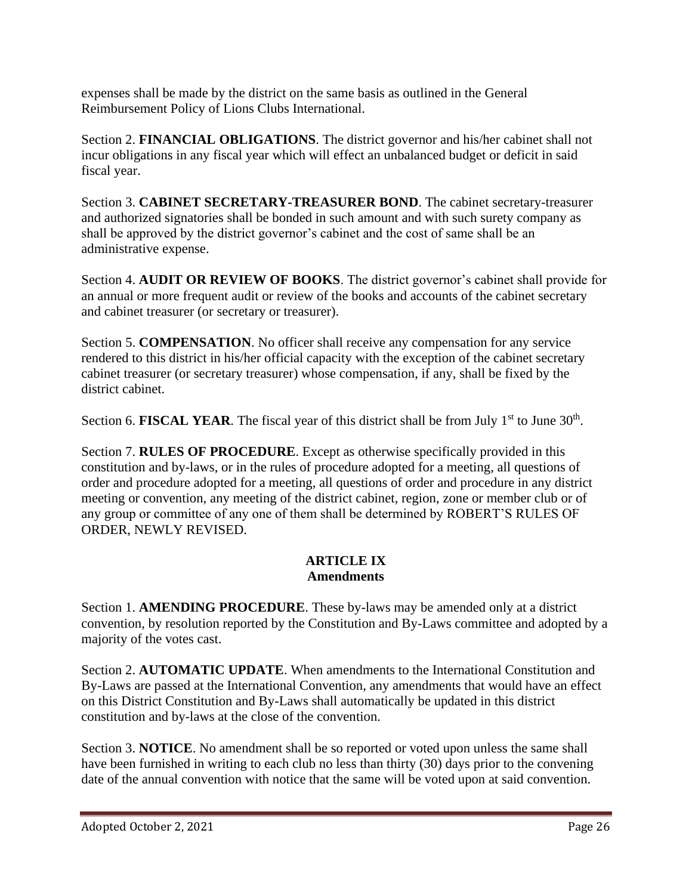expenses shall be made by the district on the same basis as outlined in the General Reimbursement Policy of Lions Clubs International.

Section 2. **FINANCIAL OBLIGATIONS**. The district governor and his/her cabinet shall not incur obligations in any fiscal year which will effect an unbalanced budget or deficit in said fiscal year.

Section 3. **CABINET SECRETARY-TREASURER BOND**. The cabinet secretary-treasurer and authorized signatories shall be bonded in such amount and with such surety company as shall be approved by the district governor's cabinet and the cost of same shall be an administrative expense.

Section 4. **AUDIT OR REVIEW OF BOOKS**. The district governor's cabinet shall provide for an annual or more frequent audit or review of the books and accounts of the cabinet secretary and cabinet treasurer (or secretary or treasurer).

Section 5. **COMPENSATION**. No officer shall receive any compensation for any service rendered to this district in his/her official capacity with the exception of the cabinet secretary cabinet treasurer (or secretary treasurer) whose compensation, if any, shall be fixed by the district cabinet.

Section 6. **FISCAL YEAR**. The fiscal year of this district shall be from July 1st to June 30th.

Section 7. **RULES OF PROCEDURE**. Except as otherwise specifically provided in this constitution and by-laws, or in the rules of procedure adopted for a meeting, all questions of order and procedure adopted for a meeting, all questions of order and procedure in any district meeting or convention, any meeting of the district cabinet, region, zone or member club or of any group or committee of any one of them shall be determined by ROBERT'S RULES OF ORDER, NEWLY REVISED.

## ARTICLE IX
## Amendments

Section 1. **AMENDING PROCEDURE**. These by-laws may be amended only at a district convention, by resolution reported by the Constitution and By-Laws committee and adopted by a majority of the votes cast.

Section 2. **AUTOMATIC UPDATE**. When amendments to the International Constitution and By-Laws are passed at the International Convention, any amendments that would have an effect on this District Constitution and By-Laws shall automatically be updated in this district constitution and by-laws at the close of the convention.

Section 3. **NOTICE**. No amendment shall be so reported or voted upon unless the same shall have been furnished in writing to each club no less than thirty (30) days prior to the convening date of the annual convention with notice that the same will be voted upon at said convention.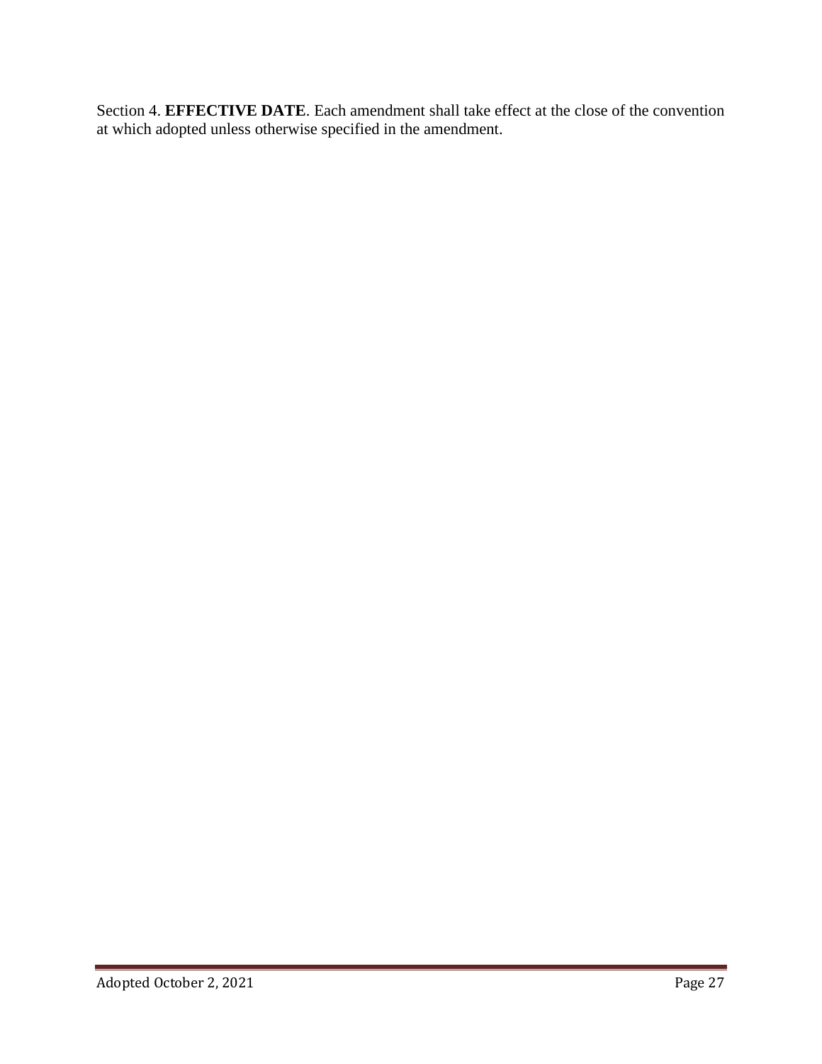Section 4. **EFFECTIVE DATE**. Each amendment shall take effect at the close of the convention at which adopted unless otherwise specified in the amendment.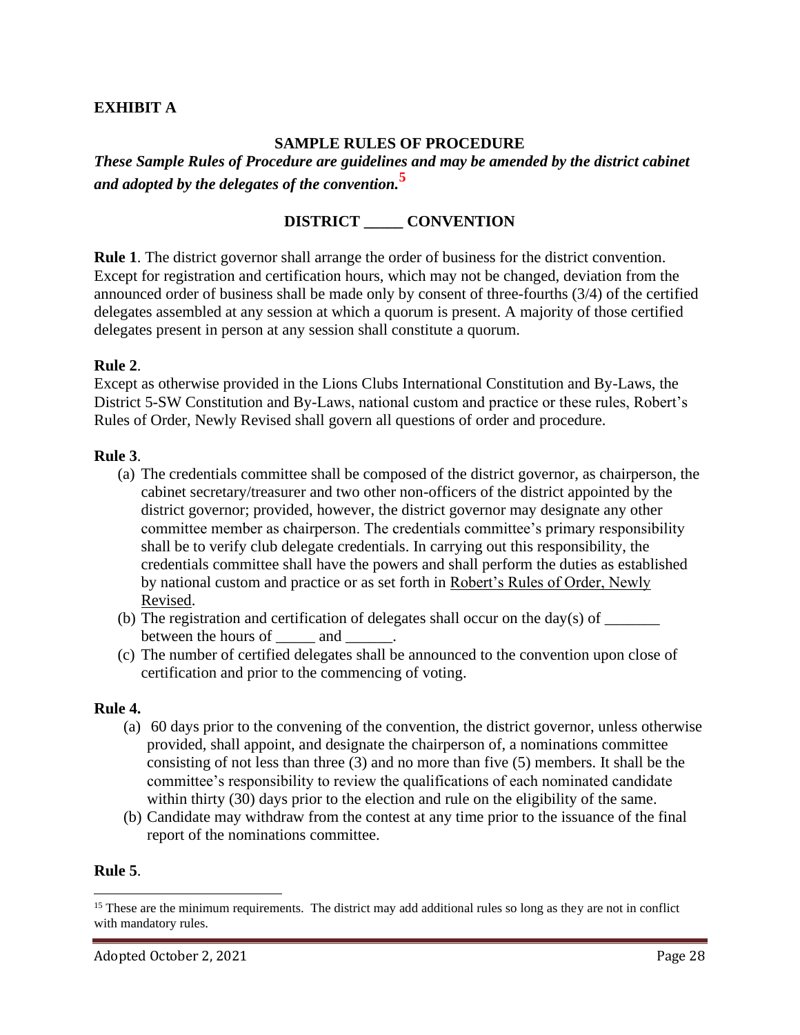**EXHIBIT A**

**SAMPLE RULES OF PROCEDURE**

***These Sample Rules of Procedure are guidelines and may be amended by the district cabinet and adopted by the delegates of the convention.*** [5]

**DISTRICT _____ CONVENTION**

**Rule 1**. The district governor shall arrange the order of business for the district convention. Except for registration and certification hours, which may not be changed, deviation from the announced order of business shall be made only by consent of three-fourths (3/4) of the certified delegates assembled at any session at which a quorum is present. A majority of those certified delegates present in person at any session shall constitute a quorum.

**Rule 2**.

Except as otherwise provided in the Lions Clubs International Constitution and By-Laws, the District 5-SW Constitution and By-Laws, national custom and practice or these rules, Robert's Rules of Order, Newly Revised shall govern all questions of order and procedure.

**Rule 3**.

(a) The credentials committee shall be composed of the district governor, as chairperson, the cabinet secretary/treasurer and two other non-officers of the district appointed by the district governor; provided, however, the district governor may designate any other committee member as chairperson. The credentials committee's primary responsibility shall be to verify club delegate credentials. In carrying out this responsibility, the credentials committee shall have the powers and shall perform the duties as established by national custom and practice or as set forth in Robert's Rules of Order, Newly Revised.

(b) The registration and certification of delegates shall occur on the day(s) of _______ between the hours of _____ and ______.

(c) The number of certified delegates shall be announced to the convention upon close of certification and prior to the commencing of voting.

**Rule 4.**

(a) 60 days prior to the convening of the convention, the district governor, unless otherwise provided, shall appoint, and designate the chairperson of, a nominations committee consisting of not less than three (3) and no more than five (5) members. It shall be the committee's responsibility to review the qualifications of each nominated candidate within thirty (30) days prior to the election and rule on the eligibility of the same.

(b) Candidate may withdraw from the contest at any time prior to the issuance of the final report of the nominations committee.

**Rule 5**.

---

[15] These are the minimum requirements. The district may add additional rules so long as they are not in conflict with mandatory rules.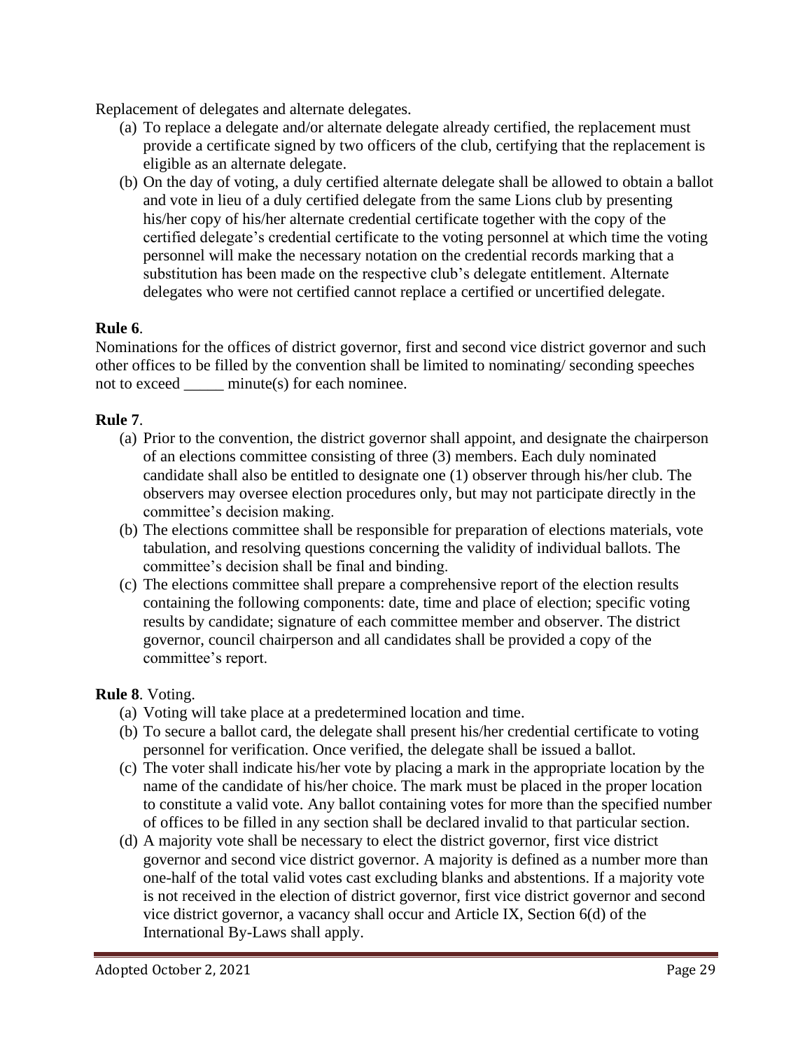Replacement of delegates and alternate delegates.

(a) To replace a delegate and/or alternate delegate already certified, the replacement must provide a certificate signed by two officers of the club, certifying that the replacement is eligible as an alternate delegate.

(b) On the day of voting, a duly certified alternate delegate shall be allowed to obtain a ballot and vote in lieu of a duly certified delegate from the same Lions club by presenting his/her copy of his/her alternate credential certificate together with the copy of the certified delegate's credential certificate to the voting personnel at which time the voting personnel will make the necessary notation on the credential records marking that a substitution has been made on the respective club's delegate entitlement. Alternate delegates who were not certified cannot replace a certified or uncertified delegate.

**Rule 6**.

Nominations for the offices of district governor, first and second vice district governor and such other offices to be filled by the convention shall be limited to nominating/ seconding speeches not to exceed _____ minute(s) for each nominee.

**Rule 7**.

(a) Prior to the convention, the district governor shall appoint, and designate the chairperson of an elections committee consisting of three (3) members. Each duly nominated candidate shall also be entitled to designate one (1) observer through his/her club. The observers may oversee election procedures only, but may not participate directly in the committee's decision making.

(b) The elections committee shall be responsible for preparation of elections materials, vote tabulation, and resolving questions concerning the validity of individual ballots. The committee's decision shall be final and binding.

(c) The elections committee shall prepare a comprehensive report of the election results containing the following components: date, time and place of election; specific voting results by candidate; signature of each committee member and observer. The district governor, council chairperson and all candidates shall be provided a copy of the committee's report.

**Rule 8**. Voting.

(a) Voting will take place at a predetermined location and time.

(b) To secure a ballot card, the delegate shall present his/her credential certificate to voting personnel for verification. Once verified, the delegate shall be issued a ballot.

(c) The voter shall indicate his/her vote by placing a mark in the appropriate location by the name of the candidate of his/her choice. The mark must be placed in the proper location to constitute a valid vote. Any ballot containing votes for more than the specified number of offices to be filled in any section shall be declared invalid to that particular section.

(d) A majority vote shall be necessary to elect the district governor, first vice district governor and second vice district governor. A majority is defined as a number more than one-half of the total valid votes cast excluding blanks and abstentions. If a majority vote is not received in the election of district governor, first vice district governor and second vice district governor, a vacancy shall occur and Article IX, Section 6(d) of the International By-Laws shall apply.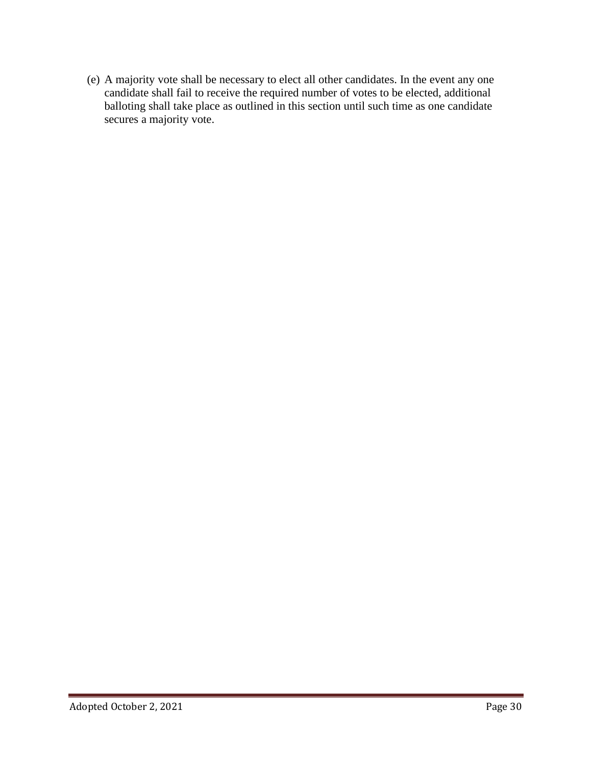(e) A majority vote shall be necessary to elect all other candidates. In the event any one candidate shall fail to receive the required number of votes to be elected, additional balloting shall take place as outlined in this section until such time as one candidate secures a majority vote.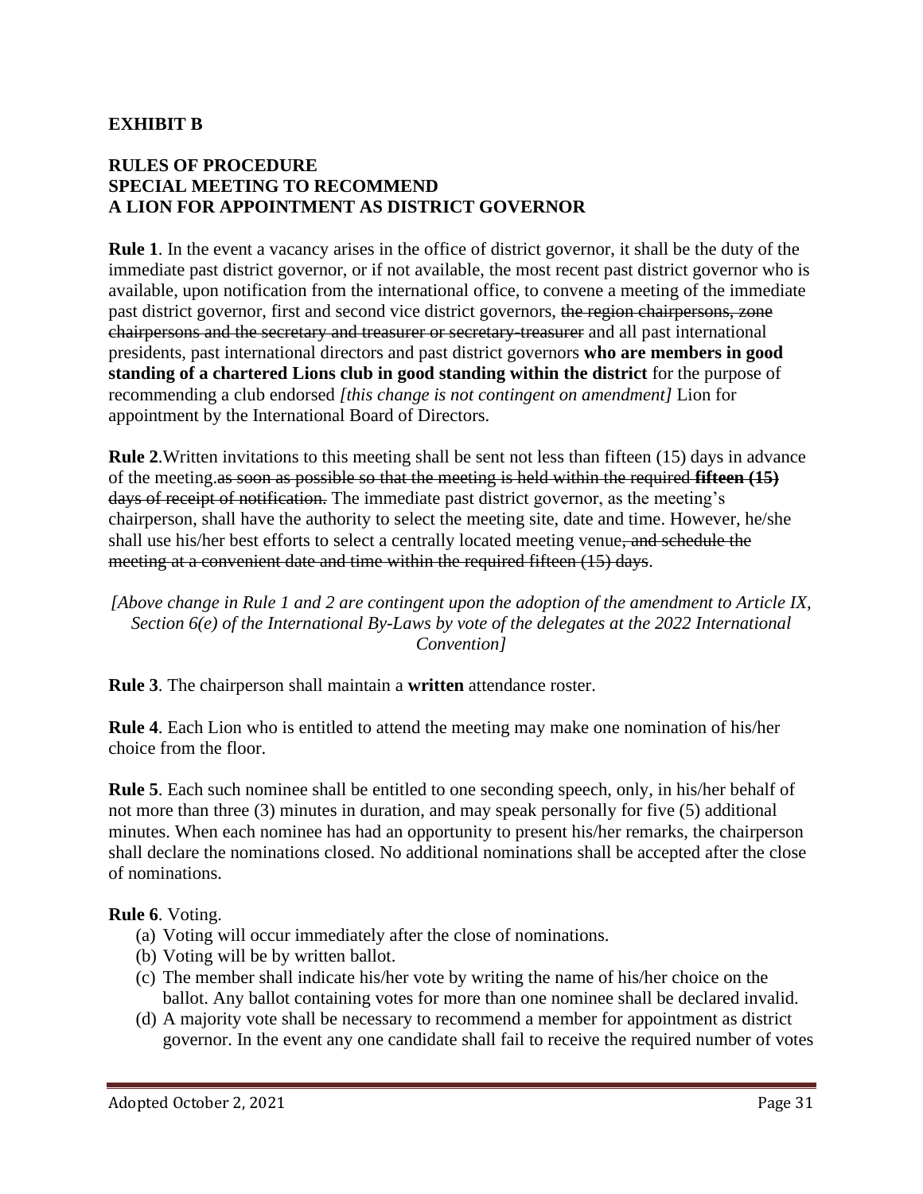**EXHIBIT B**

**RULES OF PROCEDURE**
**SPECIAL MEETING TO RECOMMEND**
**A LION FOR APPOINTMENT AS DISTRICT GOVERNOR**

**Rule 1**. In the event a vacancy arises in the office of district governor, it shall be the duty of the immediate past district governor, or if not available, the most recent past district governor who is available, upon notification from the international office, to convene a meeting of the immediate past district governor, first and second vice district governors, ~~the region chairpersons, zone chairpersons and the secretary and treasurer or secretary-treasurer~~ and all past international presidents, past international directors and past district governors **who are members in good standing of a chartered Lions club in good standing within the district** for the purpose of recommending a club endorsed *[this change is not contingent on amendment]* Lion for appointment by the International Board of Directors.

**Rule 2**.Written invitations to this meeting shall be sent not less than fifteen (15) days in advance of the meeting.~~as soon as possible so that the meeting is held within the required **fifteen (15)** days of receipt of notification.~~ The immediate past district governor, as the meeting's chairperson, shall have the authority to select the meeting site, date and time. However, he/she shall use his/her best efforts to select a centrally located meeting venue~~, and schedule the meeting at a convenient date and time within the required fifteen (15) days~~.

*[Above change in Rule 1 and 2 are contingent upon the adoption of the amendment to Article IX, Section 6(e) of the International By-Laws by vote of the delegates at the 2022 International Convention]*

**Rule 3**. The chairperson shall maintain a **written** attendance roster.

**Rule 4**. Each Lion who is entitled to attend the meeting may make one nomination of his/her choice from the floor.

**Rule 5**. Each such nominee shall be entitled to one seconding speech, only, in his/her behalf of not more than three (3) minutes in duration, and may speak personally for five (5) additional minutes. When each nominee has had an opportunity to present his/her remarks, the chairperson shall declare the nominations closed. No additional nominations shall be accepted after the close of nominations.

**Rule 6**. Voting.

(a) Voting will occur immediately after the close of nominations.
(b) Voting will be by written ballot.
(c) The member shall indicate his/her vote by writing the name of his/her choice on the ballot. Any ballot containing votes for more than one nominee shall be declared invalid.
(d) A majority vote shall be necessary to recommend a member for appointment as district governor. In the event any one candidate shall fail to receive the required number of votes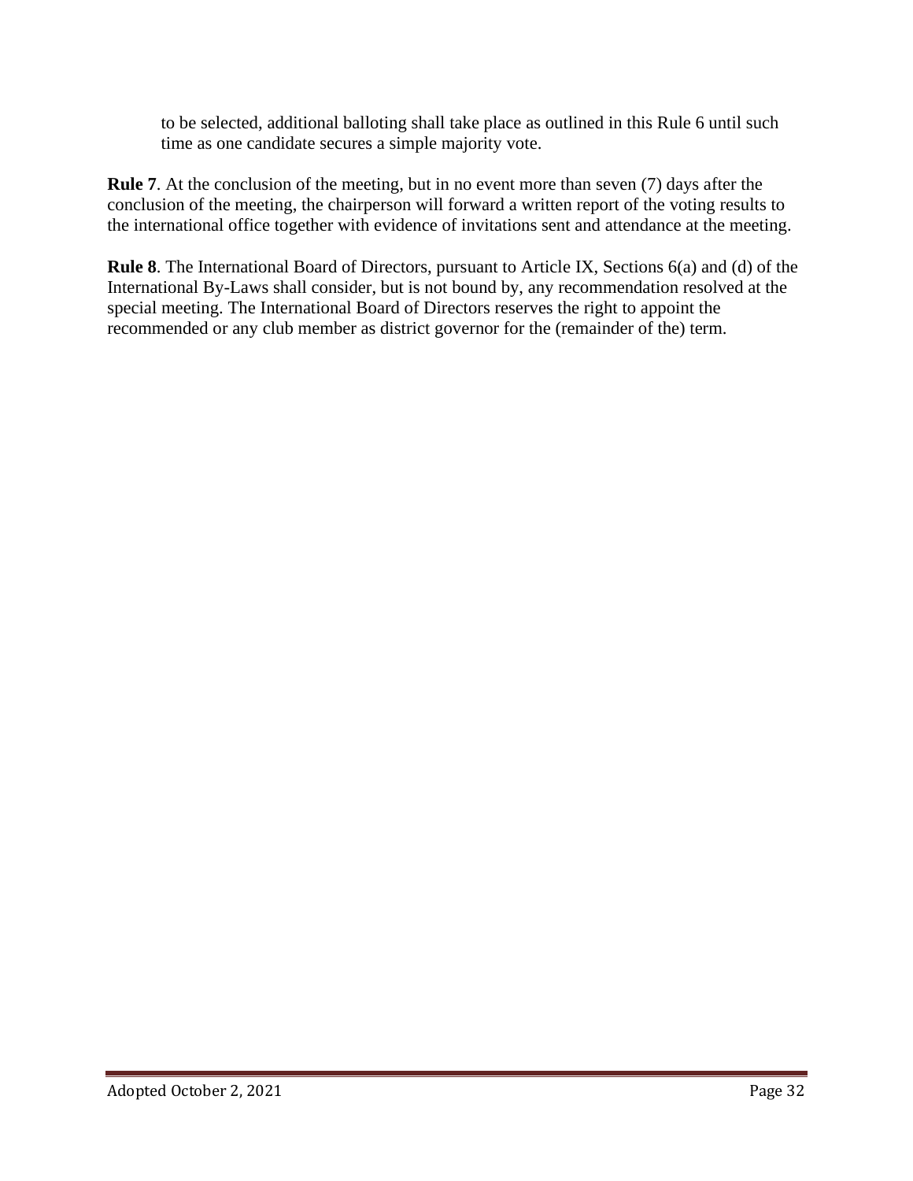to be selected, additional balloting shall take place as outlined in this Rule 6 until such time as one candidate secures a simple majority vote.

**Rule 7**. At the conclusion of the meeting, but in no event more than seven (7) days after the conclusion of the meeting, the chairperson will forward a written report of the voting results to the international office together with evidence of invitations sent and attendance at the meeting.

**Rule 8**. The International Board of Directors, pursuant to Article IX, Sections 6(a) and (d) of the International By-Laws shall consider, but is not bound by, any recommendation resolved at the special meeting. The International Board of Directors reserves the right to appoint the recommended or any club member as district governor for the (remainder of the) term.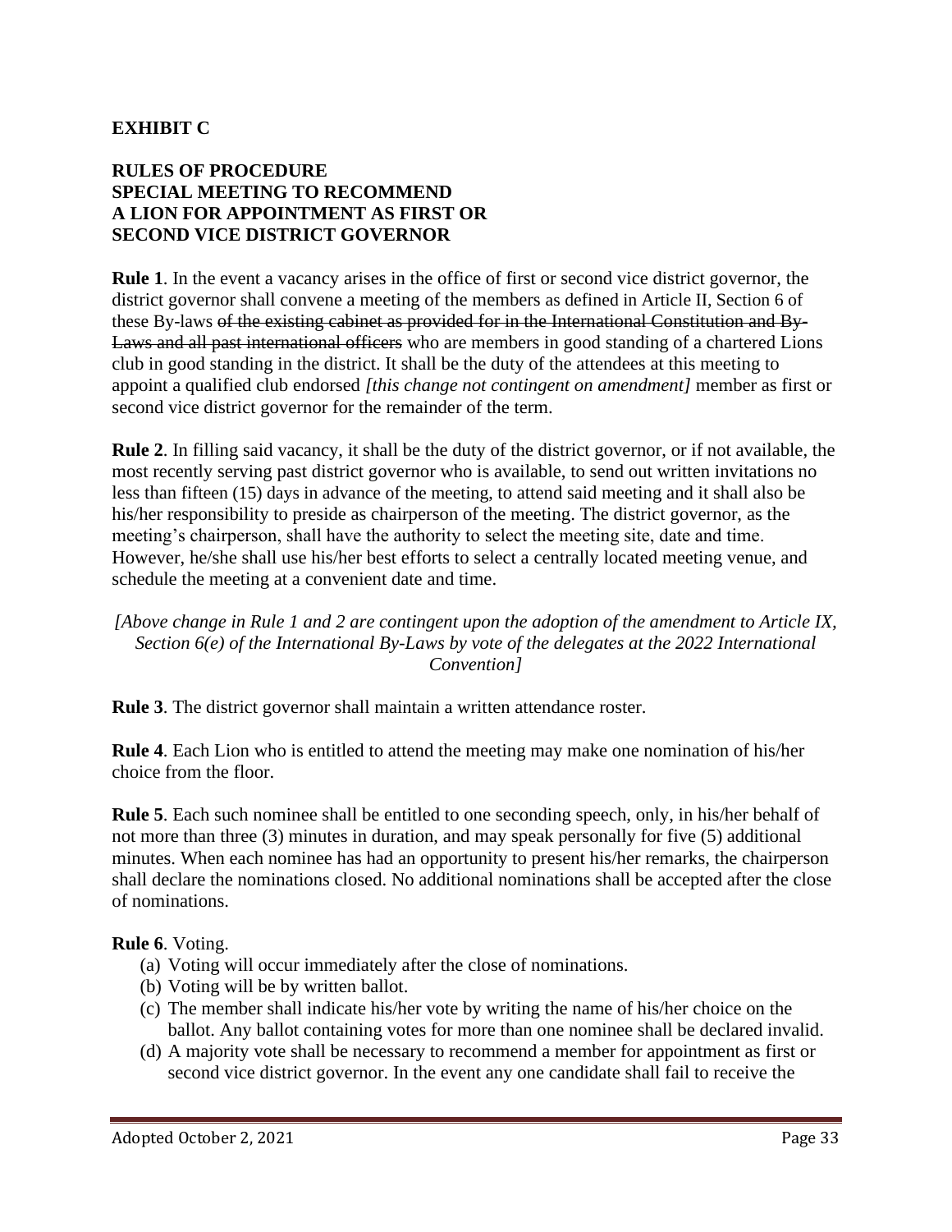**EXHIBIT C**

**RULES OF PROCEDURE**
**SPECIAL MEETING TO RECOMMEND**
**A LION FOR APPOINTMENT AS FIRST OR**
**SECOND VICE DISTRICT GOVERNOR**

**Rule 1**. In the event a vacancy arises in the office of first or second vice district governor, the district governor shall convene a meeting of the members as defined in Article II, Section 6 of these By-laws ~~of the existing cabinet as provided for in the International Constitution and By-Laws and all past international officers~~ who are members in good standing of a chartered Lions club in good standing in the district. It shall be the duty of the attendees at this meeting to appoint a qualified club endorsed *[this change not contingent on amendment]* member as first or second vice district governor for the remainder of the term.

**Rule 2**. In filling said vacancy, it shall be the duty of the district governor, or if not available, the most recently serving past district governor who is available, to send out written invitations no less than fifteen (15) days in advance of the meeting, to attend said meeting and it shall also be his/her responsibility to preside as chairperson of the meeting. The district governor, as the meeting's chairperson, shall have the authority to select the meeting site, date and time. However, he/she shall use his/her best efforts to select a centrally located meeting venue, and schedule the meeting at a convenient date and time.

*[Above change in Rule 1 and 2 are contingent upon the adoption of the amendment to Article IX, Section 6(e) of the International By-Laws by vote of the delegates at the 2022 International Convention]*

**Rule 3**. The district governor shall maintain a written attendance roster.

**Rule 4**. Each Lion who is entitled to attend the meeting may make one nomination of his/her choice from the floor.

**Rule 5**. Each such nominee shall be entitled to one seconding speech, only, in his/her behalf of not more than three (3) minutes in duration, and may speak personally for five (5) additional minutes. When each nominee has had an opportunity to present his/her remarks, the chairperson shall declare the nominations closed. No additional nominations shall be accepted after the close of nominations.

**Rule 6**. Voting.

(a) Voting will occur immediately after the close of nominations.
(b) Voting will be by written ballot.
(c) The member shall indicate his/her vote by writing the name of his/her choice on the ballot. Any ballot containing votes for more than one nominee shall be declared invalid.
(d) A majority vote shall be necessary to recommend a member for appointment as first or second vice district governor. In the event any one candidate shall fail to receive the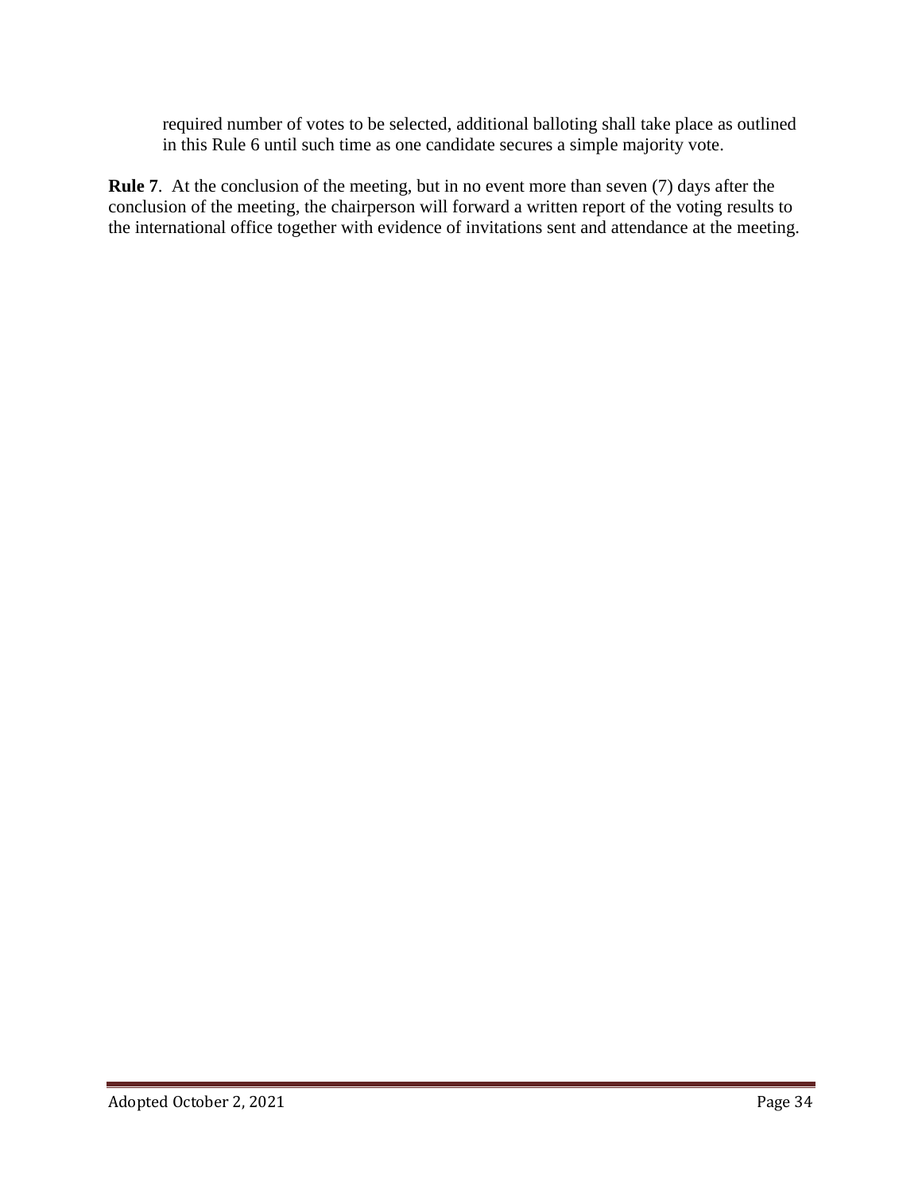required number of votes to be selected, additional balloting shall take place as outlined in this Rule 6 until such time as one candidate secures a simple majority vote.

**Rule 7**. At the conclusion of the meeting, but in no event more than seven (7) days after the conclusion of the meeting, the chairperson will forward a written report of the voting results to the international office together with evidence of invitations sent and attendance at the meeting.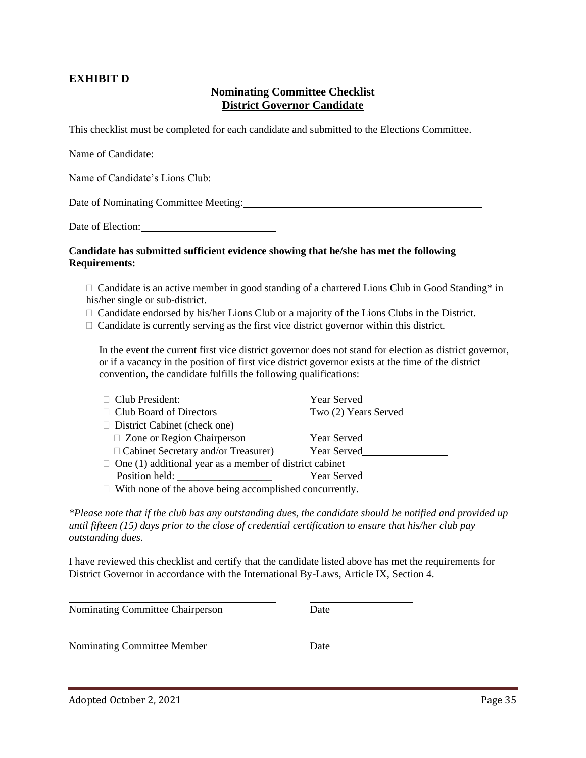**EXHIBIT D**

**Nominating Committee Checklist**
**District Governor Candidate**

This checklist must be completed for each candidate and submitted to the Elections Committee.

Name of Candidate: ____________________________________________

Name of Candidate's Lions Club: ____________________________________

Date of Nominating Committee Meeting: ______________________________

Date of Election: ____________________

**Candidate has submitted sufficient evidence showing that he/she has met the following Requirements:**

- ☐ Candidate is an active member in good standing of a chartered Lions Club in Good Standing* in his/her single or sub-district.
- ☐ Candidate endorsed by his/her Lions Club or a majority of the Lions Clubs in the District.
- ☐ Candidate is currently serving as the first vice district governor within this district.

In the event the current first vice district governor does not stand for election as district governor, or if a vacancy in the position of first vice district governor exists at the time of the district convention, the candidate fulfills the following qualifications:

| | |
|---|---|
| ☐ Club President: | Year Served ____________ |
| ☐ Club Board of Directors | Two (2) Years Served ____________ |
| ☐ District Cabinet (check one) | |
| ☐ Zone or Region Chairperson | Year Served ____________ |
| ☐ Cabinet Secretary and/or Treasurer) | Year Served ____________ |
| ☐ One (1) additional year as a member of district cabinet | |
| Position held: __________________ | Year Served ____________ |
| ☐ With none of the above being accomplished concurrently. | |

*\*Please note that if the club has any outstanding dues, the candidate should be notified and provided up until fifteen (15) days prior to the close of credential certification to ensure that his/her club pay outstanding dues.*

I have reviewed this checklist and certify that the candidate listed above has met the requirements for District Governor in accordance with the International By-Laws, Article IX, Section 4.

______________________________ ____________
Nominating Committee Chairperson Date

______________________________ ____________
Nominating Committee Member Date

Adopted October 2, 2021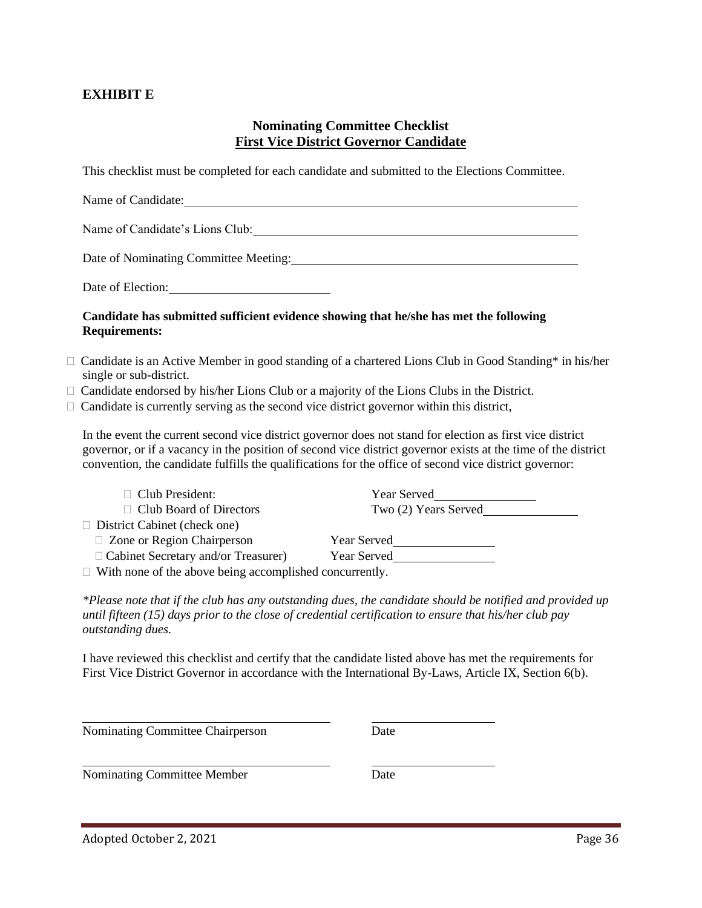**EXHIBIT E**

**Nominating Committee Checklist**
**First Vice District Governor Candidate**

This checklist must be completed for each candidate and submitted to the Elections Committee.

Name of Candidate: ____________________________________________

Name of Candidate's Lions Club: ____________________________________________

Date of Nominating Committee Meeting: ____________________________________________

Date of Election: ______________________

**Candidate has submitted sufficient evidence showing that he/she has met the following Requirements:**

- ☐ Candidate is an Active Member in good standing of a chartered Lions Club in Good Standing* in his/her single or sub-district.
- ☐ Candidate endorsed by his/her Lions Club or a majority of the Lions Clubs in the District.
- ☐ Candidate is currently serving as the second vice district governor within this district,

In the event the current second vice district governor does not stand for election as first vice district governor, or if a vacancy in the position of second vice district governor exists at the time of the district convention, the candidate fulfills the qualifications for the office of second vice district governor:

- ☐ Club President: Year Served______________
- ☐ Club Board of Directors Two (2) Years Served______________
- ☐ District Cabinet (check one)
  - ☐ Zone or Region Chairperson Year Served______________
  - ☐ Cabinet Secretary and/or Treasurer) Year Served______________
- ☐ With none of the above being accomplished concurrently.

*\*Please note that if the club has any outstanding dues, the candidate should be notified and provided up until fifteen (15) days prior to the close of credential certification to ensure that his/her club pay outstanding dues.*

I have reviewed this checklist and certify that the candidate listed above has met the requirements for First Vice District Governor in accordance with the International By-Laws, Article IX, Section 6(b).

______________________________ ______________

Nominating Committee Chairperson Date

______________________________ ______________

Nominating Committee Member Date

Adopted October 2, 2021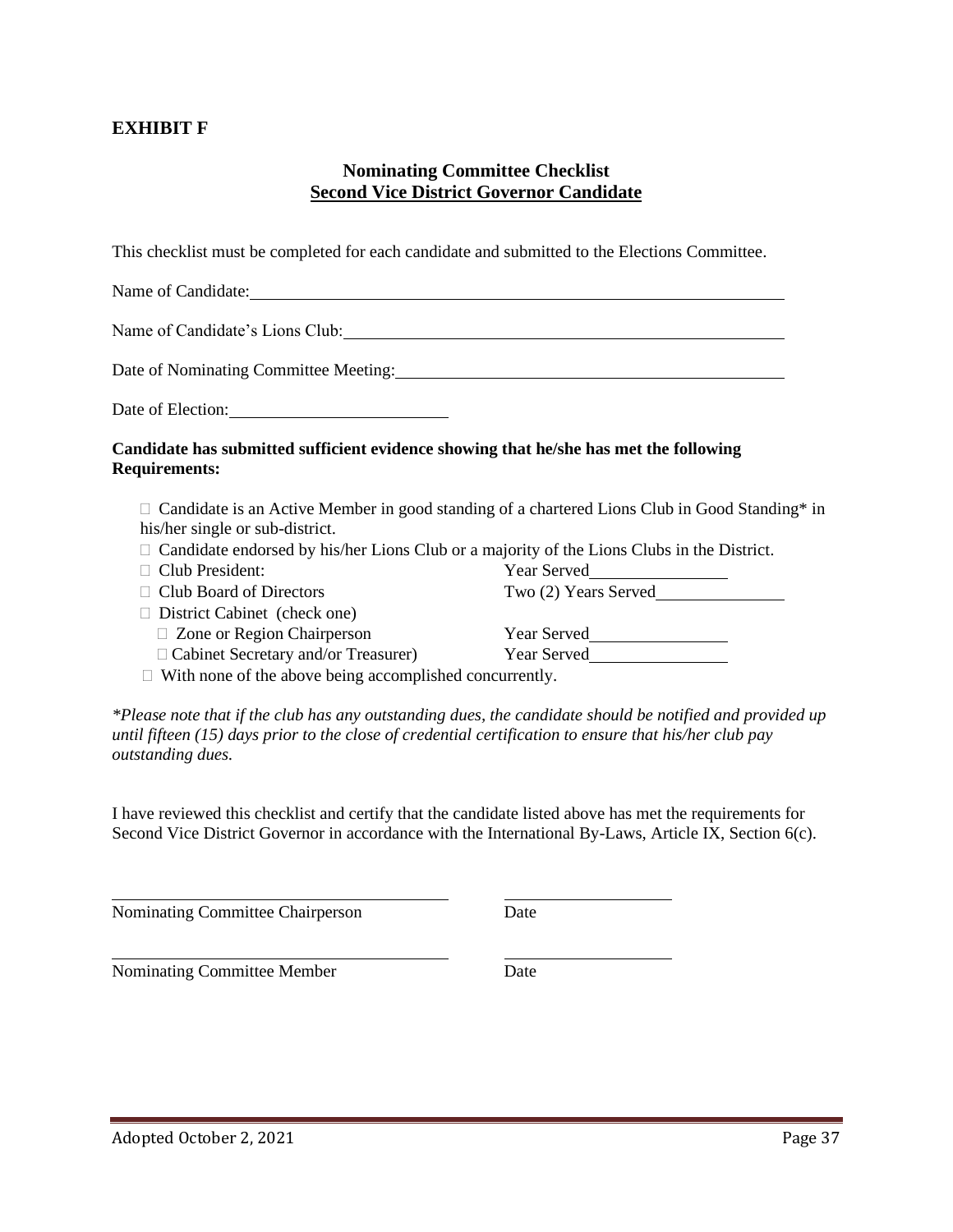**EXHIBIT F**

**Nominating Committee Checklist**
**Second Vice District Governor Candidate**

This checklist must be completed for each candidate and submitted to the Elections Committee.

Name of Candidate: ______________________________________________

Name of Candidate's Lions Club: ______________________________________

Date of Nominating Committee Meeting: _________________________________

Date of Election: ____________________

**Candidate has submitted sufficient evidence showing that he/she has met the following Requirements:**

- ☐ Candidate is an Active Member in good standing of a chartered Lions Club in Good Standing* in his/her single or sub-district.
- ☐ Candidate endorsed by his/her Lions Club or a majority of the Lions Clubs in the District.
- ☐ Club President: Year Served ____________
- ☐ Club Board of Directors Two (2) Years Served ____________
- ☐ District Cabinet (check one)
  - ☐ Zone or Region Chairperson Year Served ____________
  - ☐ Cabinet Secretary and/or Treasurer) Year Served ____________
- ☐ With none of the above being accomplished concurrently.

*\*Please note that if the club has any outstanding dues, the candidate should be notified and provided up until fifteen (15) days prior to the close of credential certification to ensure that his/her club pay outstanding dues.*

I have reviewed this checklist and certify that the candidate listed above has met the requirements for Second Vice District Governor in accordance with the International By-Laws, Article IX, Section 6(c).

______________________________ ________________
Nominating Committee Chairperson Date

______________________________ ________________
Nominating Committee Member Date

Adopted October 2, 2021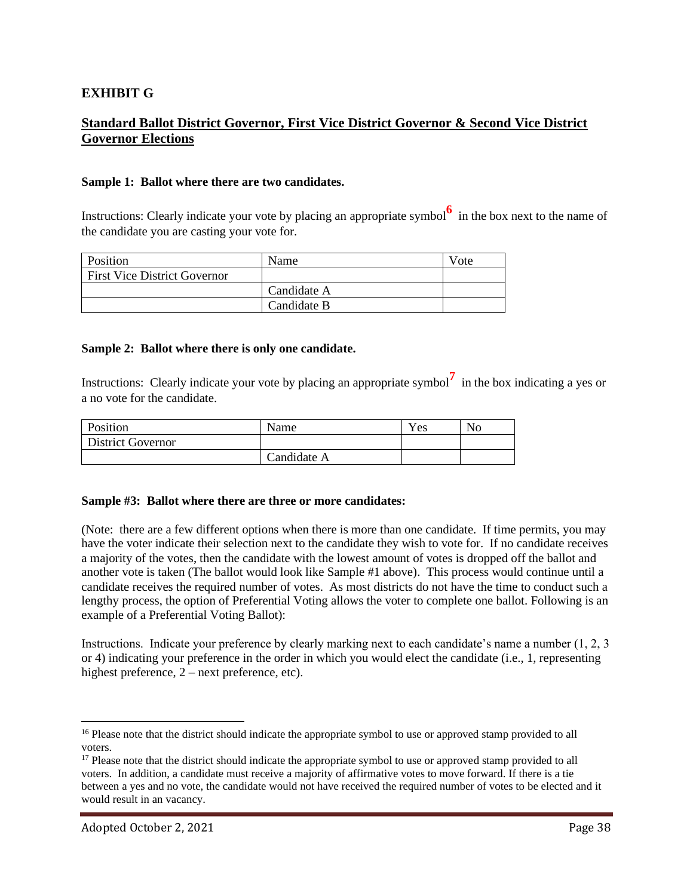## EXHIBIT G

## Standard Ballot District Governor, First Vice District Governor & Second Vice District Governor Elections

**Sample 1: Ballot where there are two candidates.**

Instructions: Clearly indicate your vote by placing an appropriate symbol[6] in the box next to the name of the candidate you are casting your vote for.

| Position | Name | Vote |
|---|---|---|
| First Vice District Governor | | |
| | Candidate A | |
| | Candidate B | |

**Sample 2: Ballot where there is only one candidate.**

Instructions: Clearly indicate your vote by placing an appropriate symbol[7] in the box indicating a yes or a no vote for the candidate.

| Position | Name | Yes | No |
|---|---|---|---|
| District Governor | | | |
| | Candidate A | | |

**Sample #3: Ballot where there are three or more candidates:**

(Note: there are a few different options when there is more than one candidate. If time permits, you may have the voter indicate their selection next to the candidate they wish to vote for. If no candidate receives a majority of the votes, then the candidate with the lowest amount of votes is dropped off the ballot and another vote is taken (The ballot would look like Sample #1 above). This process would continue until a candidate receives the required number of votes. As most districts do not have the time to conduct such a lengthy process, the option of Preferential Voting allows the voter to complete one ballot. Following is an example of a Preferential Voting Ballot):

Instructions. Indicate your preference by clearly marking next to each candidate's name a number (1, 2, 3 or 4) indicating your preference in the order in which you would elect the candidate (i.e., 1, representing highest preference, 2 – next preference, etc).

---

[16] Please note that the district should indicate the appropriate symbol to use or approved stamp provided to all voters.

[17] Please note that the district should indicate the appropriate symbol to use or approved stamp provided to all voters. In addition, a candidate must receive a majority of affirmative votes to move forward. If there is a tie between a yes and no vote, the candidate would not have received the required number of votes to be elected and it would result in an vacancy.

Adopted October 2, 2021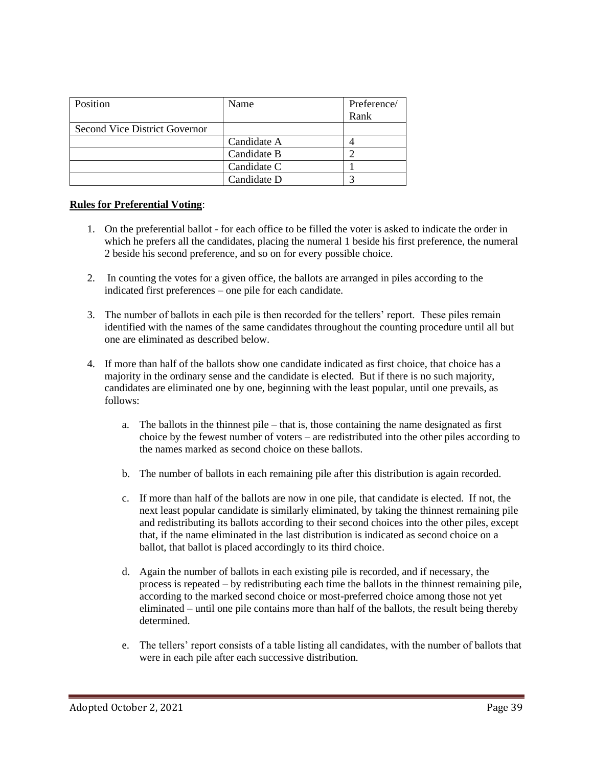| Position | Name | Preference/ Rank |
|---|---|---|
| Second Vice District Governor | | |
| | Candidate A | 4 |
| | Candidate B | 2 |
| | Candidate C | 1 |
| | Candidate D | 3 |

**Rules for Preferential Voting**:

1. On the preferential ballot - for each office to be filled the voter is asked to indicate the order in which he prefers all the candidates, placing the numeral 1 beside his first preference, the numeral 2 beside his second preference, and so on for every possible choice.

2. In counting the votes for a given office, the ballots are arranged in piles according to the indicated first preferences – one pile for each candidate.

3. The number of ballots in each pile is then recorded for the tellers' report. These piles remain identified with the names of the same candidates throughout the counting procedure until all but one are eliminated as described below.

4. If more than half of the ballots show one candidate indicated as first choice, that choice has a majority in the ordinary sense and the candidate is elected. But if there is no such majority, candidates are eliminated one by one, beginning with the least popular, until one prevails, as follows:

   a. The ballots in the thinnest pile – that is, those containing the name designated as first choice by the fewest number of voters – are redistributed into the other piles according to the names marked as second choice on these ballots.

   b. The number of ballots in each remaining pile after this distribution is again recorded.

   c. If more than half of the ballots are now in one pile, that candidate is elected. If not, the next least popular candidate is similarly eliminated, by taking the thinnest remaining pile and redistributing its ballots according to their second choices into the other piles, except that, if the name eliminated in the last distribution is indicated as second choice on a ballot, that ballot is placed accordingly to its third choice.

   d. Again the number of ballots in each existing pile is recorded, and if necessary, the process is repeated – by redistributing each time the ballots in the thinnest remaining pile, according to the marked second choice or most-preferred choice among those not yet eliminated – until one pile contains more than half of the ballots, the result being thereby determined.

   e. The tellers' report consists of a table listing all candidates, with the number of ballots that were in each pile after each successive distribution.

Adopted October 2, 2021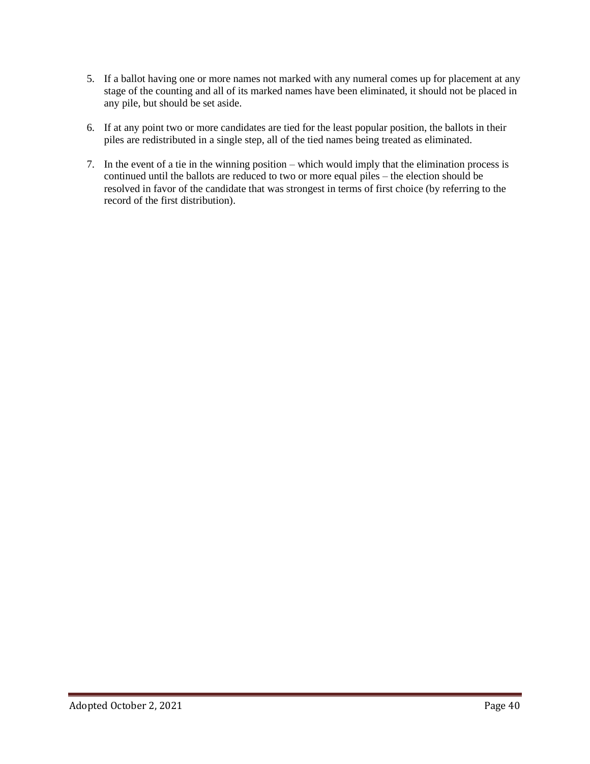5. If a ballot having one or more names not marked with any numeral comes up for placement at any stage of the counting and all of its marked names have been eliminated, it should not be placed in any pile, but should be set aside.

6. If at any point two or more candidates are tied for the least popular position, the ballots in their piles are redistributed in a single step, all of the tied names being treated as eliminated.

7. In the event of a tie in the winning position – which would imply that the elimination process is continued until the ballots are reduced to two or more equal piles – the election should be resolved in favor of the candidate that was strongest in terms of first choice (by referring to the record of the first distribution).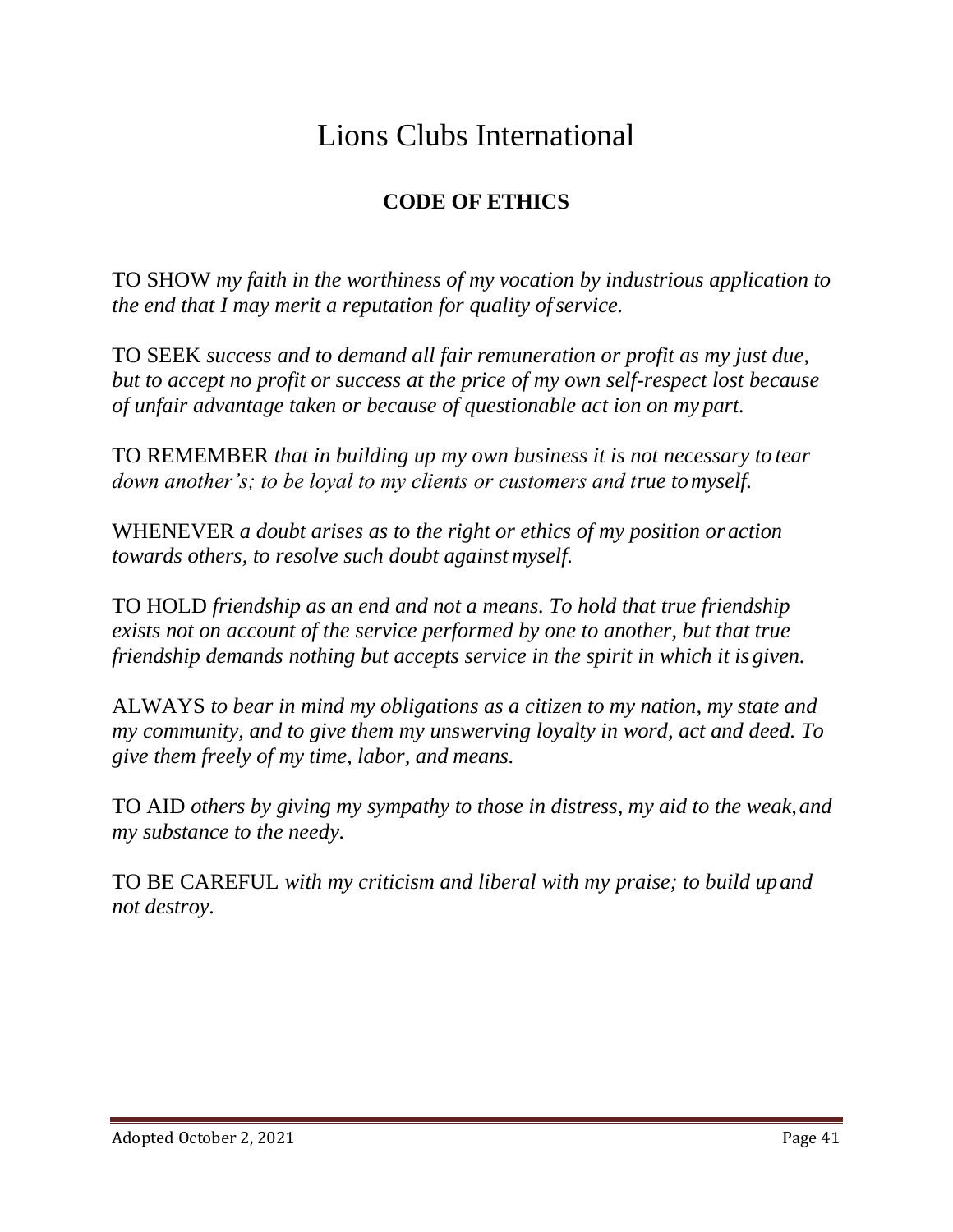# Lions Clubs International

## CODE OF ETHICS

TO SHOW *my faith in the worthiness of my vocation by industrious application to the end that I may merit a reputation for quality of service.*

TO SEEK *success and to demand all fair remuneration or profit as my just due, but to accept no profit or success at the price of my own self-respect lost because of unfair advantage taken or because of questionable act ion on my part.*

TO REMEMBER *that in building up my own business it is not necessary to tear down another's; to be loyal to my clients or customers and true to myself.*

WHENEVER *a doubt arises as to the right or ethics of my position or action towards others, to resolve such doubt against myself.*

TO HOLD *friendship as an end and not a means. To hold that true friendship exists not on account of the service performed by one to another, but that true friendship demands nothing but accepts service in the spirit in which it is given.*

ALWAYS *to bear in mind my obligations as a citizen to my nation, my state and my community, and to give them my unswerving loyalty in word, act and deed. To give them freely of my time, labor, and means.*

TO AID *others by giving my sympathy to those in distress, my aid to the weak, and my substance to the needy.*

TO BE CAREFUL *with my criticism and liberal with my praise; to build up and not destroy.*

Adopted October 2, 2021